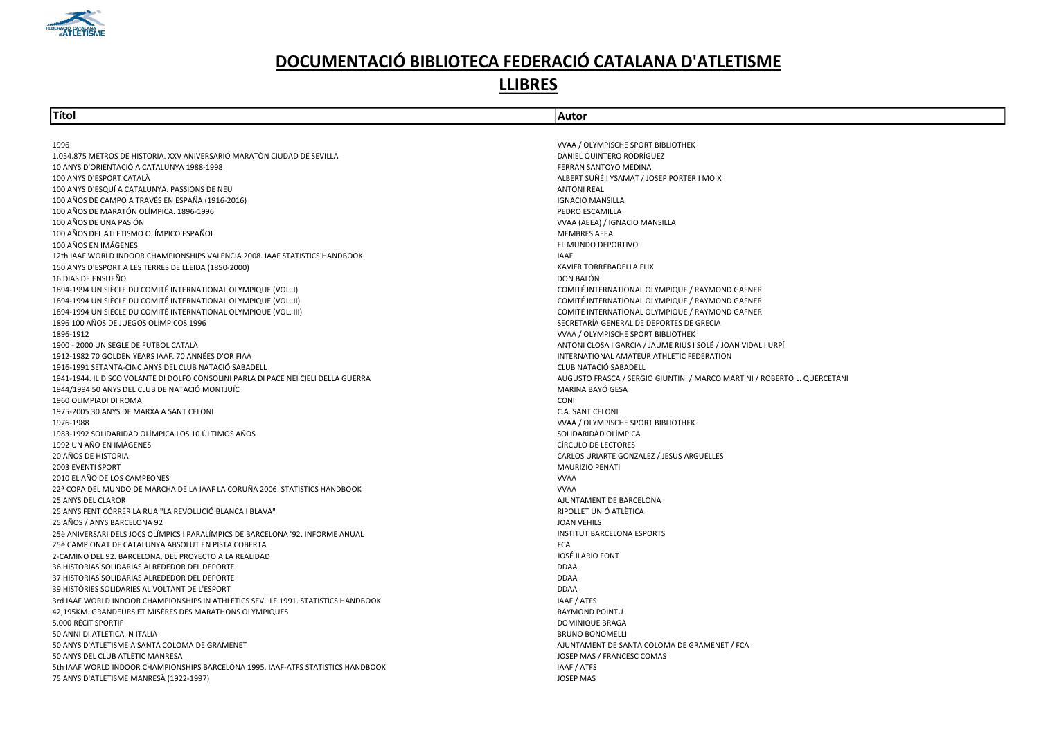# DOCUMENTACIÓ BIBLIOTECA FEDERACIÓ CATALANA D'ATLETISME

## LLIBRES

| Títol | Autor |
|---|---|
| 1996 | VVAA / OLYMPISCHE SPORT BIBLIOTHEK |
| 1.054.875 METROS DE HISTORIA. XXV ANIVERSARIO MARATÓN CIUDAD DE SEVILLA | DANIEL QUINTERO RODRÍGUEZ |
| 10 ANYS D'ORIENTACIÓ A CATALUNYA 1988-1998 | FERRAN SANTOYO MEDINA |
| 100 ANYS D'ESPORT CATALÀ | ALBERT SUÑÉ I YSAMAT / JOSEP PORTER I MOIX |
| 100 ANYS D'ESQUÍ A CATALUNYA. PASSIONS DE NEU | ANTONI REAL |
| 100 AÑOS DE CAMPO A TRAVÉS EN ESPAÑA (1916-2016) | IGNACIO MANSILLA |
| 100 AÑOS DE MARATÓN OLÍMPICA. 1896-1996 | PEDRO ESCAMILLA |
| 100 AÑOS DE UNA PASIÓN | VVAA (AEEA) / IGNACIO MANSILLA |
| 100 AÑOS DEL ATLETISMO OLÍMPICO ESPAÑOL | MEMBRES AEEA |
| 100 AÑOS EN IMÁGENES | EL MUNDO DEPORTIVO |
| 12th IAAF WORLD INDOOR CHAMPIONSHIPS VALENCIA 2008. IAAF STATISTICS HANDBOOK | IAAF |
| 150 ANYS D'ESPORT A LES TERRES DE LLEIDA (1850-2000) | XAVIER TORREBADELLA FLIX |
| 16 DIAS DE ENSUEÑO | DON BALÓN |
| 1894-1994 UN SIÈCLE DU COMITÉ INTERNATIONAL OLYMPIQUE (VOL. I) | COMITÉ INTERNATIONAL OLYMPIQUE / RAYMOND GAFNER |
| 1894-1994 UN SIÈCLE DU COMITÉ INTERNATIONAL OLYMPIQUE (VOL. II) | COMITÉ INTERNATIONAL OLYMPIQUE / RAYMOND GAFNER |
| 1894-1994 UN SIÈCLE DU COMITÉ INTERNATIONAL OLYMPIQUE (VOL. III) | COMITÉ INTERNATIONAL OLYMPIQUE / RAYMOND GAFNER |
| 1896 100 AÑOS DE JUEGOS OLÍMPICOS 1996 | SECRETARÍA GENERAL DE DEPORTES DE GRECIA |
| 1896-1912 | VVAA / OLYMPISCHE SPORT BIBLIOTHEK |
| 1900 - 2000 UN SEGLE DE FUTBOL CATALÀ | ANTONI CLOSA I GARCIA / JAUME RIUS I SOLÉ / JOAN VIDAL I URPÍ |
| 1912-1982 70 GOLDEN YEARS IAAF. 70 ANNÉES D'OR FIAA | INTERNATIONAL AMATEUR ATHLETIC FEDERATION |
| 1916-1991 SETANTA-CINC ANYS DEL CLUB NATACIÓ SABADELL | CLUB NATACIÓ SABADELL |
| 1941-1944. IL DISCO VOLANTE DI DOLFO CONSOLINI PARLA DI PACE NEI CIELI DELLA GUERRA | AUGUSTO FRASCA / SERGIO GIUNTINI / MARCO MARTINI / ROBERTO L. QUERCETANI |
| 1944/1994 50 ANYS DEL CLUB DE NATACIÓ MONTJUÏC | MARINA BAYÓ GESA |
| 1960 OLIMPIADI DI ROMA | CONI |
| 1975-2005 30 ANYS DE MARXA A SANT CELONI | C.A. SANT CELONI |
| 1976-1988 | VVAA / OLYMPISCHE SPORT BIBLIOTHEK |
| 1983-1992 SOLIDARIDAD OLÍMPICA LOS 10 ÚLTIMOS AÑOS | SOLIDARIDAD OLÍMPICA |
| 1992 UN AÑO EN IMÁGENES | CÍRCULO DE LECTORES |
| 20 AÑOS DE HISTORIA | CARLOS URIARTE GONZALEZ / JESUS ARGUELLES |
| 2003 EVENTI SPORT | MAURIZIO PENATI |
| 2010 EL AÑO DE LOS CAMPEONES | VVAA |
| 22ª COPA DEL MUNDO DE MARCHA DE LA IAAF LA CORUÑA 2006. STATISTICS HANDBOOK | VVAA |
| 25 ANYS DEL CLAROR | AJUNTAMENT DE BARCELONA |
| 25 ANYS FENT CÓRRER LA RUA "LA REVOLUCIÓ BLANCA I BLAVA" | RIPOLLET UNIÓ ATLÈTICA |
| 25 AÑOS / ANYS BARCELONA 92 | JOAN VEHILS |
| 25è ANIVERSARI DELS JOCS OLÍMPICS I PARALÍMPICS DE BARCELONA '92. INFORME ANUAL | INSTITUT BARCELONA ESPORTS |
| 25è CAMPIONAT DE CATALUNYA ABSOLUT EN PISTA COBERTA | FCA |
| 2-CAMINO DEL 92. BARCELONA, DEL PROYECTO A LA REALIDAD | JOSÉ ILARIO FONT |
| 36 HISTORIAS SOLIDARIAS ALREDEDOR DEL DEPORTE | DDAA |
| 37 HISTORIAS SOLIDARIAS ALREDEDOR DEL DEPORTE | DDAA |
| 39 HISTÒRIES SOLIDÀRIES AL VOLTANT DE L'ESPORT | DDAA |
| 3rd IAAF WORLD INDOOR CHAMPIONSHIPS IN ATHLETICS SEVILLE 1991. STATISTICS HANDBOOK | IAAF / ATFS |
| 42,195KM. GRANDEURS ET MISÈRES DES MARATHONS OLYMPIQUES | RAYMOND POINTU |
| 5.000 RÉCIT SPORTIF | DOMINIQUE BRAGA |
| 50 ANNI DI ATLETICA IN ITALIA | BRUNO BONOMELLI |
| 50 ANYS D'ATLETISME A SANTA COLOMA DE GRAMENET | AJUNTAMENT DE SANTA COLOMA DE GRAMENET / FCA |
| 50 ANYS DEL CLUB ATLÈTIC MANRESA | JOSEP MAS / FRANCESC COMAS |
| 5th IAAF WORLD INDOOR CHAMPIONSHIPS BARCELONA 1995. IAAF-ATFS STATISTICS HANDBOOK | IAAF / ATFS |
| 75 ANYS D'ATLETISME MANRESÀ (1922-1997) | JOSEP MAS |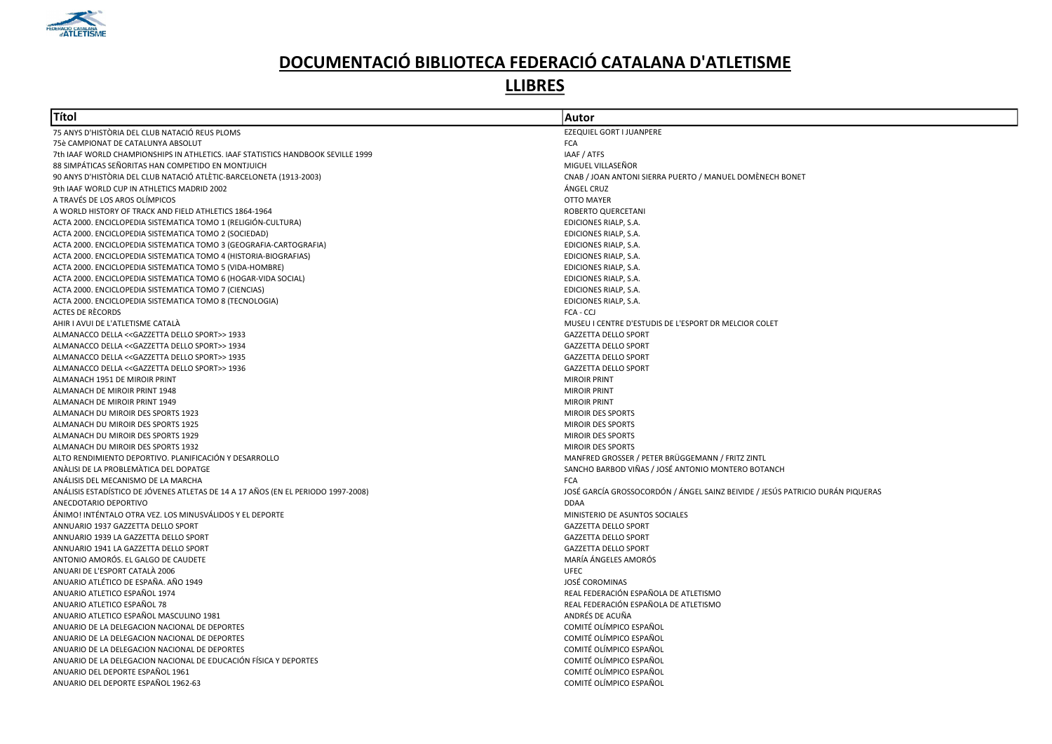# DOCUMENTACIÓ BIBLIOTECA FEDERACIÓ CATALANA D'ATLETISME

## LLIBRES

| Títol | Autor |
|---|---|
| 75 ANYS D'HISTÒRIA DEL CLUB NATACIÓ REUS PLOMS | EZEQUIEL GORT I JUANPERE |
| 75è CAMPIONAT DE CATALUNYA ABSOLUT | FCA |
| 7th IAAF WORLD CHAMPIONSHIPS IN ATHLETICS. IAAF STATISTICS HANDBOOK SEVILLE 1999 | IAAF / ATFS |
| 88 SIMPÁTICAS SEÑORITAS HAN COMPETIDO EN MONTJUICH | MIGUEL VILLASEÑOR |
| 90 ANYS D'HISTÒRIA DEL CLUB NATACIÓ ATLÈTIC-BARCELONETA (1913-2003) | CNAB / JOAN ANTONI SIERRA PUERTO / MANUEL DOMÈNECH BONET |
| 9th IAAF WORLD CUP IN ATHLETICS MADRID 2002 | ÁNGEL CRUZ |
| A TRAVÉS DE LOS AROS OLÍMPICOS | OTTO MAYER |
| A WORLD HISTORY OF TRACK AND FIELD ATHLETICS 1864-1964 | ROBERTO QUERCETANI |
| ACTA 2000. ENCICLOPEDIA SISTEMATICA TOMO 1 (RELIGIÓN-CULTURA) | EDICIONES RIALP, S.A. |
| ACTA 2000. ENCICLOPEDIA SISTEMATICA TOMO 2 (SOCIEDAD) | EDICIONES RIALP, S.A. |
| ACTA 2000. ENCICLOPEDIA SISTEMATICA TOMO 3 (GEOGRAFIA-CARTOGRAFIA) | EDICIONES RIALP, S.A. |
| ACTA 2000. ENCICLOPEDIA SISTEMATICA TOMO 4 (HISTORIA-BIOGRAFIAS) | EDICIONES RIALP, S.A. |
| ACTA 2000. ENCICLOPEDIA SISTEMATICA TOMO 5 (VIDA-HOMBRE) | EDICIONES RIALP, S.A. |
| ACTA 2000. ENCICLOPEDIA SISTEMATICA TOMO 6 (HOGAR-VIDA SOCIAL) | EDICIONES RIALP, S.A. |
| ACTA 2000. ENCICLOPEDIA SISTEMATICA TOMO 7 (CIENCIAS) | EDICIONES RIALP, S.A. |
| ACTA 2000. ENCICLOPEDIA SISTEMATICA TOMO 8 (TECNOLOGIA) | EDICIONES RIALP, S.A. |
| ACTES DE RÈCORDS | FCA - CCJ |
| AHIR I AVUI DE L'ATLETISME CATALÀ | MUSEU I CENTRE D'ESTUDIS DE L'ESPORT DR MELCIOR COLET |
| ALMANACCO DELLA <<GAZZETTA DELLO SPORT>> 1933 | GAZZETTA DELLO SPORT |
| ALMANACCO DELLA <<GAZZETTA DELLO SPORT>> 1934 | GAZZETTA DELLO SPORT |
| ALMANACCO DELLA <<GAZZETTA DELLO SPORT>> 1935 | GAZZETTA DELLO SPORT |
| ALMANACCO DELLA <<GAZZETTA DELLO SPORT>> 1936 | GAZZETTA DELLO SPORT |
| ALMANACH 1951 DE MIROIR PRINT | MIROIR PRINT |
| ALMANACH DE MIROIR PRINT 1948 | MIROIR PRINT |
| ALMANACH DE MIROIR PRINT 1949 | MIROIR PRINT |
| ALMANACH DU MIROIR DES SPORTS 1923 | MIROIR DES SPORTS |
| ALMANACH DU MIROIR DES SPORTS 1925 | MIROIR DES SPORTS |
| ALMANACH DU MIROIR DES SPORTS 1929 | MIROIR DES SPORTS |
| ALMANACH DU MIROIR DES SPORTS 1932 | MIROIR DES SPORTS |
| ALTO RENDIMIENTO DEPORTIVO. PLANIFICACIÓN Y DESARROLLO | MANFRED GROSSER / PETER BRÜGGEMANN / FRITZ ZINTL |
| ANÀLISI DE LA PROBLEMÀTICA DEL DOPATGE | SANCHO BARBOD VIÑAS / JOSÉ ANTONIO MONTERO BOTANCH |
| ANÁLISIS DEL MECANISMO DE LA MARCHA | FCA |
| ANÁLISIS ESTADÍSTICO DE JÓVENES ATLETAS DE 14 A 17 AÑOS (EN EL PERIODO 1997-2008) | JOSÉ GARCÍA GROSSOCORDÓN / ÁNGEL SAINZ BEIVIDE / JESÚS PATRICIO DURÁN PIQUERAS |
| ANECDOTARIO DEPORTIVO | DDAA |
| ÁNIMO! INTÉNTALO OTRA VEZ. LOS MINUSVÁLIDOS Y EL DEPORTE | MINISTERIO DE ASUNTOS SOCIALES |
| ANNUARIO 1937 GAZZETTA DELLO SPORT | GAZZETTA DELLO SPORT |
| ANNUARIO 1939 LA GAZZETTA DELLO SPORT | GAZZETTA DELLO SPORT |
| ANNUARIO 1941 LA GAZZETTA DELLO SPORT | GAZZETTA DELLO SPORT |
| ANTONIO AMORÓS. EL GALGO DE CAUDETE | MARÍA ÁNGELES AMORÓS |
| ANUARI DE L'ESPORT CATALÀ 2006 | UFEC |
| ANUARIO ATLÉTICO DE ESPAÑA. AÑO 1949 | JOSÉ COROMINAS |
| ANUARIO ATLETICO ESPAÑOL 1974 | REAL FEDERACIÓN ESPAÑOLA DE ATLETISMO |
| ANUARIO ATLETICO ESPAÑOL 78 | REAL FEDERACIÓN ESPAÑOLA DE ATLETISMO |
| ANUARIO ATLETICO ESPAÑOL MASCULINO 1981 | ANDRÉS DE ACUÑA |
| ANUARIO DE LA DELEGACION NACIONAL DE DEPORTES | COMITÉ OLÍMPICO ESPAÑOL |
| ANUARIO DE LA DELEGACION NACIONAL DE DEPORTES | COMITÉ OLÍMPICO ESPAÑOL |
| ANUARIO DE LA DELEGACION NACIONAL DE DEPORTES | COMITÉ OLÍMPICO ESPAÑOL |
| ANUARIO DE LA DELEGACION NACIONAL DE EDUCACIÓN FÍSICA Y DEPORTES | COMITÉ OLÍMPICO ESPAÑOL |
| ANUARIO DEL DEPORTE ESPAÑOL 1961 | COMITÉ OLÍMPICO ESPAÑOL |
| ANUARIO DEL DEPORTE ESPAÑOL 1962-63 | COMITÉ OLÍMPICO ESPAÑOL |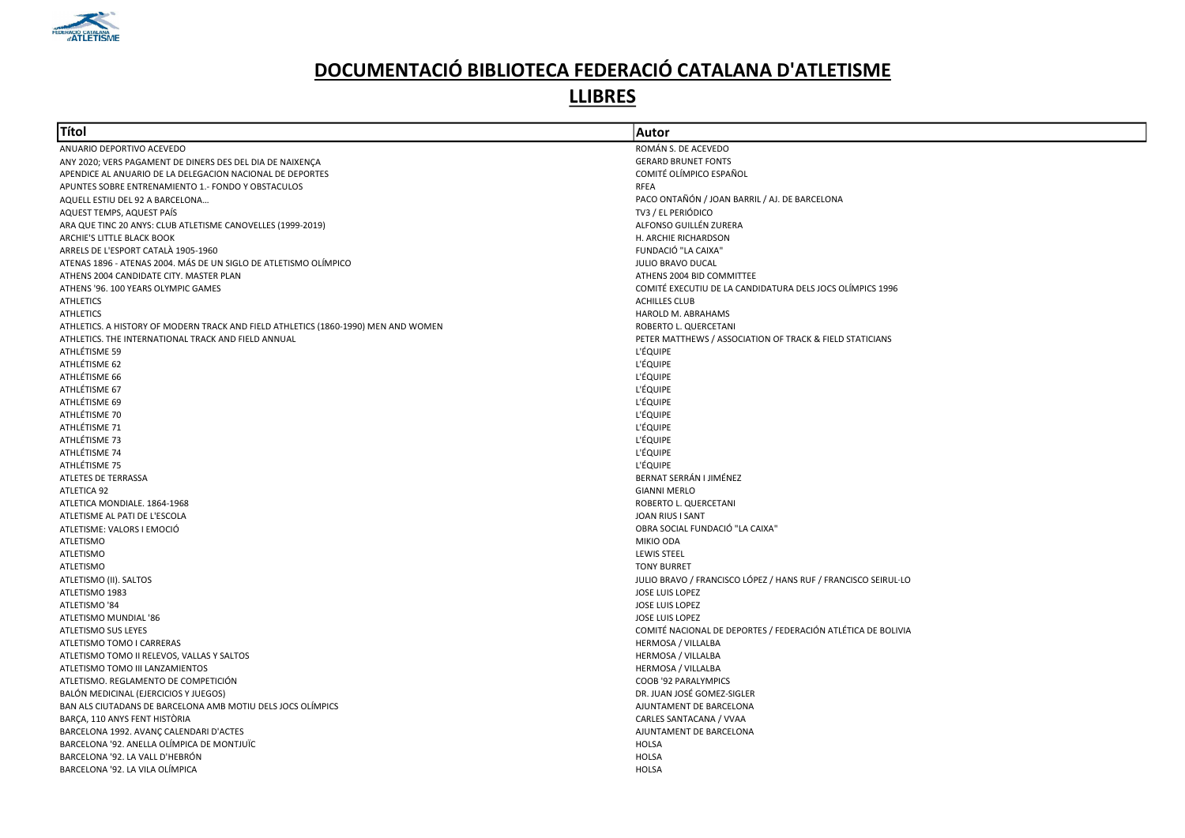# DOCUMENTACIÓ BIBLIOTECA FEDERACIÓ CATALANA D'ATLETISME

## LLIBRES

| Títol | Autor |
|---|---|
| ANUARIO DEPORTIVO ACEVEDO | ROMÁN S. DE ACEVEDO |
| ANY 2020; VERS PAGAMENT DE DINERS DES DEL DIA DE NAIXENÇA | GERARD BRUNET FONTS |
| APENDICE AL ANUARIO DE LA DELEGACION NACIONAL DE DEPORTES | COMITÉ OLÍMPICO ESPAÑOL |
| APUNTES SOBRE ENTRENAMIENTO 1.- FONDO Y OBSTACULOS | RFEA |
| AQUELL ESTIU DEL 92 A BARCELONA… | PACO ONTAÑÓN / JOAN BARRIL / AJ. DE BARCELONA |
| AQUEST TEMPS, AQUEST PAÍS | TV3 / EL PERIÓDICO |
| ARA QUE TINC 20 ANYS: CLUB ATLETISME CANOVELLES (1999-2019) | ALFONSO GUILLÉN ZURERA |
| ARCHIE'S LITTLE BLACK BOOK | H. ARCHIE RICHARDSON |
| ARRELS DE L'ESPORT CATALÀ 1905-1960 | FUNDACIÓ "LA CAIXA" |
| ATENAS 1896 - ATENAS 2004. MÁS DE UN SIGLO DE ATLETISMO OLÍMPICO | JULIO BRAVO DUCAL |
| ATHENS 2004 CANDIDATE CITY. MASTER PLAN | ATHENS 2004 BID COMMITTEE |
| ATHENS '96. 100 YEARS OLYMPIC GAMES | COMITÉ EXECUTIU DE LA CANDIDATURA DELS JOCS OLÍMPICS 1996 |
| ATHLETICS | ACHILLES CLUB |
| ATHLETICS | HAROLD M. ABRAHAMS |
| ATHLETICS. A HISTORY OF MODERN TRACK AND FIELD ATHLETICS (1860-1990) MEN AND WOMEN | ROBERTO L. QUERCETANI |
| ATHLETICS. THE INTERNATIONAL TRACK AND FIELD ANNUAL | PETER MATTHEWS / ASSOCIATION OF TRACK & FIELD STATICIANS |
| ATHLÉTISME 59 | L'ÉQUIPE |
| ATHLÉTISME 62 | L'ÉQUIPE |
| ATHLÉTISME 66 | L'ÉQUIPE |
| ATHLÉTISME 67 | L'ÉQUIPE |
| ATHLÉTISME 69 | L'ÉQUIPE |
| ATHLÉTISME 70 | L'ÉQUIPE |
| ATHLÉTISME 71 | L'ÉQUIPE |
| ATHLÉTISME 73 | L'ÉQUIPE |
| ATHLÉTISME 74 | L'ÉQUIPE |
| ATHLÉTISME 75 | L'ÉQUIPE |
| ATLETES DE TERRASSA | BERNAT SERRÁN I JIMÉNEZ |
| ATLETICA 92 | GIANNI MERLO |
| ATLETICA MONDIALE. 1864-1968 | ROBERTO L. QUERCETANI |
| ATLETISME AL PATI DE L'ESCOLA | JOAN RIUS I SANT |
| ATLETISME: VALORS I EMOCIÓ | OBRA SOCIAL FUNDACIÓ "LA CAIXA" |
| ATLETISMO | MIKIO ODA |
| ATLETISMO | LEWIS STEEL |
| ATLETISMO | TONY BURRET |
| ATLETISMO (II). SALTOS | JULIO BRAVO / FRANCISCO LÓPEZ / HANS RUF / FRANCISCO SEIRUL·LO |
| ATLETISMO 1983 | JOSE LUIS LOPEZ |
| ATLETISMO '84 | JOSE LUIS LOPEZ |
| ATLETISMO MUNDIAL '86 | JOSE LUIS LOPEZ |
| ATLETISMO SUS LEYES | COMITÉ NACIONAL DE DEPORTES / FEDERACIÓN ATLÉTICA DE BOLIVIA |
| ATLETISMO TOMO I CARRERAS | HERMOSA / VILLALBA |
| ATLETISMO TOMO II RELEVOS, VALLAS Y SALTOS | HERMOSA / VILLALBA |
| ATLETISMO TOMO III LANZAMIENTOS | HERMOSA / VILLALBA |
| ATLETISMO. REGLAMENTO DE COMPETICIÓN | COOB '92 PARALYMPICS |
| BALÓN MEDICINAL (EJERCICIOS Y JUEGOS) | DR. JUAN JOSÉ GOMEZ-SIGLER |
| BAN ALS CIUTADANS DE BARCELONA AMB MOTIU DELS JOCS OLÍMPICS | AJUNTAMENT DE BARCELONA |
| BARÇA, 110 ANYS FENT HISTÒRIA | CARLES SANTACANA / VVAA |
| BARCELONA 1992. AVANÇ CALENDARI D'ACTES | AJUNTAMENT DE BARCELONA |
| BARCELONA '92. ANELLA OLÍMPICA DE MONTJUÏC | HOLSA |
| BARCELONA '92. LA VALL D'HEBRÓN | HOLSA |
| BARCELONA '92. LA VILA OLÍMPICA | HOLSA |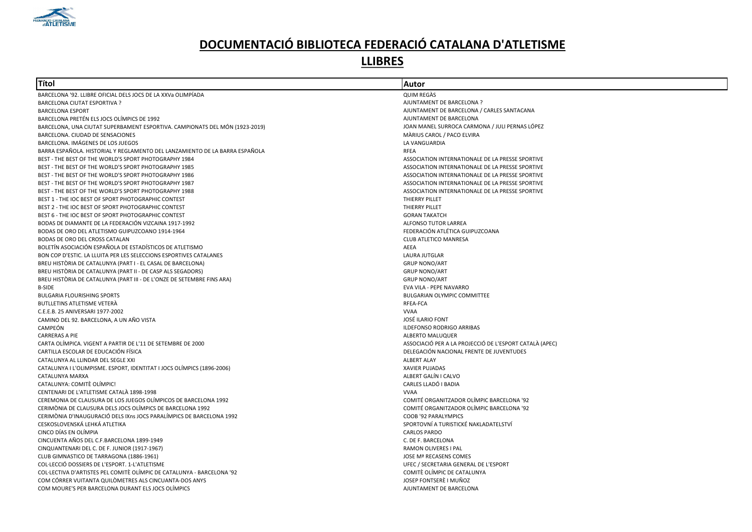# DOCUMENTACIÓ BIBLIOTECA FEDERACIÓ CATALANA D'ATLETISME

## LLIBRES

| Títol | Autor |
|---|---|
| BARCELONA '92. LLIBRE OFICIAL DELS JOCS DE LA XXVa OLIMPÍADA | QUIM REGÀS |
| BARCELONA CIUTAT ESPORTIVA ? | AJUNTAMENT DE BARCELONA ? |
| BARCELONA ESPORT | AJUNTAMENT DE BARCELONA / CARLES SANTACANA |
| BARCELONA PRETÉN ELS JOCS OLÍMPICS DE 1992 | AJUNTAMENT DE BARCELONA |
| BARCELONA, UNA CIUTAT SUPERBAMENT ESPORTIVA. CAMPIONATS DEL MÓN (1923-2019) | JOAN MANEL SURROCA CARMONA / JULI PERNAS LÓPEZ |
| BARCELONA. CIUDAD DE SENSACIONES | MÀRIUS CAROL / PACO ELVIRA |
| BARCELONA. IMÁGENES DE LOS JUEGOS | LA VANGUARDIA |
| BARRA ESPAÑOLA. HISTORIAL Y REGLAMENTO DEL LANZAMIENTO DE LA BARRA ESPAÑOLA | RFEA |
| BEST - THE BEST OF THE WORLD'S SPORT PHOTOGRAPHY 1984 | ASSOCIATION INTERNATIONALE DE LA PRESSE SPORTIVE |
| BEST - THE BEST OF THE WORLD'S SPORT PHOTOGRAPHY 1985 | ASSOCIATION INTERNATIONALE DE LA PRESSE SPORTIVE |
| BEST - THE BEST OF THE WORLD'S SPORT PHOTOGRAPHY 1986 | ASSOCIATION INTERNATIONALE DE LA PRESSE SPORTIVE |
| BEST - THE BEST OF THE WORLD'S SPORT PHOTOGRAPHY 1987 | ASSOCIATION INTERNATIONALE DE LA PRESSE SPORTIVE |
| BEST - THE BEST OF THE WORLD'S SPORT PHOTOGRAPHY 1988 | ASSOCIATION INTERNATIONALE DE LA PRESSE SPORTIVE |
| BEST 1 - THE IOC BEST OF SPORT PHOTOGRAPHIC CONTEST | THIERRY PILLET |
| BEST 2 - THE IOC BEST OF SPORT PHOTOGRAPHIC CONTEST | THIERRY PILLET |
| BEST 6 - THE IOC BEST OF SPORT PHOTOGRAPHIC CONTEST | GORAN TAKATCH |
| BODAS DE DIAMANTE DE LA FEDERACIÓN VIZCAINA 1917-1992 | ALFONSO TUTOR LARREA |
| BODAS DE ORO DEL ATLETISMO GUIPUZCOANO 1914-1964 | FEDERACIÓN ATLÉTICA GUIPUZCOANA |
| BODAS DE ORO DEL CROSS CATALAN | CLUB ATLETICO MANRESA |
| BOLETÍN ASOCIACIÓN ESPAÑOLA DE ESTADÍSTICOS DE ATLETISMO | AEEA |
| BON COP D'ESTIC. LA LLUITA PER LES SELECCIONS ESPORTIVES CATALANES | LAURA JUTGLAR |
| BREU HISTÒRIA DE CATALUNYA (PART I - EL CASAL DE BARCELONA) | GRUP NONO/ART |
| BREU HISTÒRIA DE CATALUNYA (PART II - DE CASP ALS SEGADORS) | GRUP NONO/ART |
| BREU HISTÒRIA DE CATALUNYA (PART III - DE L'ONZE DE SETEMBRE FINS ARA) | GRUP NONO/ART |
| B-SIDE | EVA VILA - PEPE NAVARRO |
| BULGARIA FLOURISHING SPORTS | BULGARIAN OLYMPIC COMMITTEE |
| BUTLLETINS ATLETISME VETERÀ | RFEA-FCA |
| C.E.E.B. 25 ANIVERSARI 1977-2002 | VVAA |
| CAMINO DEL 92. BARCELONA, A UN AÑO VISTA | JOSÉ ILARIO FONT |
| CAMPEÓN | ILDEFONSO RODRIGO ARRIBAS |
| CARRERAS A PIE | ALBERTO MALUQUER |
| CARTA OLÍMPICA. VIGENT A PARTIR DE L'11 DE SETEMBRE DE 2000 | ASSOCIACIÓ PER A LA PROJECCIÓ DE L'ESPORT CATALÀ (APEC) |
| CARTILLA ESCOLAR DE EDUCACIÓN FÍSICA | DELEGACIÓN NACIONAL FRENTE DE JUVENTUDES |
| CATALUNYA AL LLINDAR DEL SEGLE XXI | ALBERT ALAY |
| CATALUNYA I L'OLIMPISME. ESPORT, IDENTITAT I JOCS OLÍMPICS (1896-2006) | XAVIER PUJADAS |
| CATALUNYA MARXA | ALBERT GALÍN I CALVO |
| CATALUNYA: COMITÈ OLÍMPIC! | CARLES LLADÓ I BADIA |
| CENTENARI DE L'ATLETISME CATALÀ 1898-1998 | VVAA |
| CEREMONIA DE CLAUSURA DE LOS JUEGOS OLÍMPICOS DE BARCELONA 1992 | COMITÉ ORGANITZADOR OLÍMPIC BARCELONA '92 |
| CERIMÒNIA DE CLAUSURA DELS JOCS OLÍMPICS DE BARCELONA 1992 | COMITÉ ORGANITZADOR OLÍMPIC BARCELONA '92 |
| CERIMÒNIA D'INAUGURACIÓ DELS IXns JOCS PARALÍMPICS DE BARCELONA 1992 | COOB '92 PARALYMPICS |
| CESKOSLOVENSKÁ LEHKÁ ATLETIKA | SPORTOVNÍ A TURISTICKÉ NAKLADATELSTVÍ |
| CINCO DÍAS EN OLÍMPIA | CARLOS PARDO |
| CINCUENTA AÑOS DEL C.F.BARCELONA 1899-1949 | C. DE F. BARCELONA |
| CINQUANTENARI DEL C. DE F. JUNIOR (1917-1967) | RAMON OLIVERES I PAL |
| CLUB GIMNASTICO DE TARRAGONA (1886-1961) | JOSE Mª RECASENS COMES |
| COL-LECCIÓ DOSSIERS DE L'ESPORT. 1-L'ATLETISME | UFEC / SECRETARIA GENERAL DE L'ESPORT |
| COL-LECTIVA D'ARTISTES PEL COMITÈ OLÍMPIC DE CATALUNYA - BARCELONA '92 | COMITÈ OLÍMPIC DE CATALUNYA |
| COM CÓRRER VUITANTA QUILÒMETRES ALS CINCUANTA-DOS ANYS | JOSEP FONTSERÈ I MUÑOZ |
| COM MOURE'S PER BARCELONA DURANT ELS JOCS OLÍMPICS | AJUNTAMENT DE BARCELONA |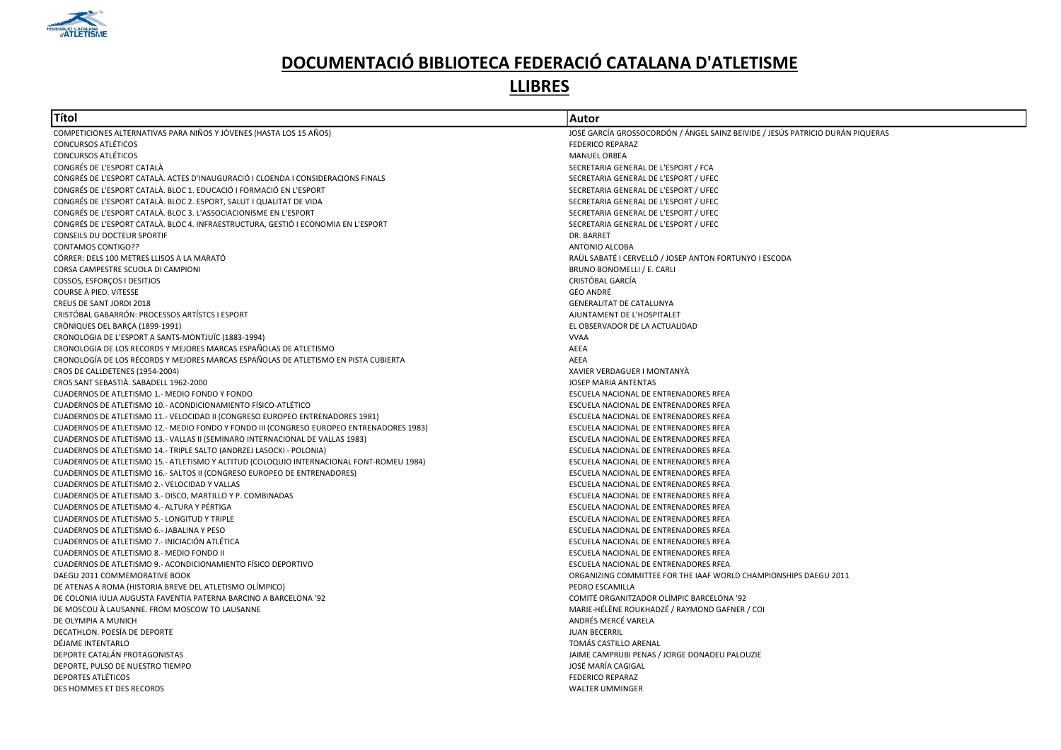# DOCUMENTACIÓ BIBLIOTECA FEDERACIÓ CATALANA D'ATLETISME

## LLIBRES

| Títol | Autor |
|---|---|
| COMPETICIONES ALTERNATIVAS PARA NIÑOS Y JÓVENES (HASTA LOS 15 AÑOS) | JOSÉ GARCÍA GROSSOCORDÓN / ÁNGEL SAINZ BEIVIDE / JESÚS PATRICIO DURÁN PIQUERAS |
| CONCURSOS ATLÉTICOS | FEDERICO REPARAZ |
| CONCURSOS ATLÉTICOS | MANUEL ORBEA |
| CONGRÉS DE L'ESPORT CATALÀ | SECRETARIA GENERAL DE L'ESPORT / FCA |
| CONGRÉS DE L'ESPORT CATALÀ. ACTES D'INAUGURACIÓ I CLOENDA I CONSIDERACIONS FINALS | SECRETARIA GENERAL DE L'ESPORT / UFEC |
| CONGRÉS DE L'ESPORT CATALÀ. BLOC 1. EDUCACIÓ I FORMACIÓ EN L'ESPORT | SECRETARIA GENERAL DE L'ESPORT / UFEC |
| CONGRÉS DE L'ESPORT CATALÀ. BLOC 2. ESPORT, SALUT I QUALITAT DE VIDA | SECRETARIA GENERAL DE L'ESPORT / UFEC |
| CONGRÉS DE L'ESPORT CATALÀ. BLOC 3. L'ASSOCIACIONISME EN L'ESPORT | SECRETARIA GENERAL DE L'ESPORT / UFEC |
| CONGRÉS DE L'ESPORT CATALÀ. BLOC 4. INFRAESTRUCTURA, GESTIÓ I ECONOMIA EN L'ESPORT | SECRETARIA GENERAL DE L'ESPORT / UFEC |
| CONSEILS DU DOCTEUR SPORTIF | DR. BARRET |
| CONTAMOS CONTIGO?? | ANTONIO ALCOBA |
| CÓRRER: DELS 100 METRES LLISOS A LA MARATÓ | RAÜL SABATÉ I CERVELLÓ / JOSEP ANTON FORTUNYO I ESCODA |
| CORSA CAMPESTRE SCUOLA DI CAMPIONI | BRUNO BONOMELLI / E. CARLI |
| COSSOS, ESFORÇOS I DESITJOS | CRISTÓBAL GARCÍA |
| COURSE À PIED. VITESSE | GÉO ANDRÉ |
| CREUS DE SANT JORDI 2018 | GENERALITAT DE CATALUNYA |
| CRISTÓBAL GABARRÓN: PROCESSOS ARTÍSTCS I ESPORT | AJUNTAMENT DE L'HOSPITALET |
| CRÒNIQUES DEL BARÇA (1899-1991) | EL OBSERVADOR DE LA ACTUALIDAD |
| CRONOLOGIA DE L'ESPORT A SANTS-MONTJUÏC (1883-1994) | VVAA |
| CRONOLOGIA DE LOS RECORDS Y MEJORES MARCAS ESPAÑOLAS DE ATLETISMO | AEEA |
| CRONOLOGÍA DE LOS RÉCORDS Y MEJORES MARCAS ESPAÑOLAS DE ATLETISMO EN PISTA CUBIERTA | AEEA |
| CROS DE CALLDETENES (1954-2004) | XAVIER VERDAGUER I MONTANYÀ |
| CROS SANT SEBASTIÀ. SABADELL 1962-2000 | JOSEP MARIA ANTENTAS |
| CUADERNOS DE ATLETISMO 1.- MEDIO FONDO Y FONDO | ESCUELA NACIONAL DE ENTRENADORES RFEA |
| CUADERNOS DE ATLETISMO 10.- ACONDICIONAMIENTO FÍSICO-ATLÉTICO | ESCUELA NACIONAL DE ENTRENADORES RFEA |
| CUADERNOS DE ATLETISMO 11.- VELOCIDAD II (CONGRESO EUROPEO ENTRENADORES 1981) | ESCUELA NACIONAL DE ENTRENADORES RFEA |
| CUADERNOS DE ATLETISMO 12.- MEDIO FONDO Y FONDO III (CONGRESO EUROPEO ENTRENADORES 1983) | ESCUELA NACIONAL DE ENTRENADORES RFEA |
| CUADERNOS DE ATLETISMO 13.- VALLAS II (SEMINARO INTERNACIONAL DE VALLAS 1983) | ESCUELA NACIONAL DE ENTRENADORES RFEA |
| CUADERNOS DE ATLETISMO 14.- TRIPLE SALTO (ANDRZEJ LASOCKI - POLONIA) | ESCUELA NACIONAL DE ENTRENADORES RFEA |
| CUADERNOS DE ATLETISMO 15.- ATLETISMO Y ALTITUD (COLOQUIO INTERNACIONAL FONT-ROMEU 1984) | ESCUELA NACIONAL DE ENTRENADORES RFEA |
| CUADERNOS DE ATLETISMO 16.- SALTOS II (CONGRESO EUROPEO DE ENTRENADORES) | ESCUELA NACIONAL DE ENTRENADORES RFEA |
| CUADERNOS DE ATLETISMO 2.- VELOCIDAD Y VALLAS | ESCUELA NACIONAL DE ENTRENADORES RFEA |
| CUADERNOS DE ATLETISMO 3.- DISCO, MARTILLO Y P. COMBINADAS | ESCUELA NACIONAL DE ENTRENADORES RFEA |
| CUADERNOS DE ATLETISMO 4.- ALTURA Y PÉRTIGA | ESCUELA NACIONAL DE ENTRENADORES RFEA |
| CUADERNOS DE ATLETISMO 5.- LONGITUD Y TRIPLE | ESCUELA NACIONAL DE ENTRENADORES RFEA |
| CUADERNOS DE ATLETISMO 6.- JABALINA Y PESO | ESCUELA NACIONAL DE ENTRENADORES RFEA |
| CUADERNOS DE ATLETISMO 7.- INICIACIÓN ATLÉTICA | ESCUELA NACIONAL DE ENTRENADORES RFEA |
| CUADERNOS DE ATLETISMO 8.- MEDIO FONDO II | ESCUELA NACIONAL DE ENTRENADORES RFEA |
| CUADERNOS DE ATLETISMO 9.- ACONDICIONAMIENTO FÍSICO DEPORTIVO | ESCUELA NACIONAL DE ENTRENADORES RFEA |
| DAEGU 2011 COMMEMORATIVE BOOK | ORGANIZING COMMITTEE FOR THE IAAF WORLD CHAMPIONSHIPS DAEGU 2011 |
| DE ATENAS A ROMA (HISTORIA BREVE DEL ATLETISMO OLÍMPICO) | PEDRO ESCAMILLA |
| DE COLONIA IULIA AUGUSTA FAVENTIA PATERNA BARCINO A BARCELONA '92 | COMITÉ ORGANITZADOR OLÍMPIC BARCELONA '92 |
| DE MOSCOU À LAUSANNE. FROM MOSCOW TO LAUSANNE | MARIE-HÉLÈNE ROUKHADZÉ / RAYMOND GAFNER / COI |
| DE OLYMPIA A MUNICH | ANDRÉS MERCÉ VARELA |
| DECATHLON. POESÍA DE DEPORTE | JUAN BECERRIL |
| DÉJAME INTENTARLO | TOMÁS CASTILLO ARENAL |
| DEPORTE CATALÁN PROTAGONISTAS | JAIME CAMPRUBI PENAS / JORGE DONADEU PALOUZIE |
| DEPORTE, PULSO DE NUESTRO TIEMPO | JOSÉ MARÍA CAGIGAL |
| DEPORTES ATLÉTICOS | FEDERICO REPARAZ |
| DES HOMMES ET DES RECORDS | WALTER UMMINGER |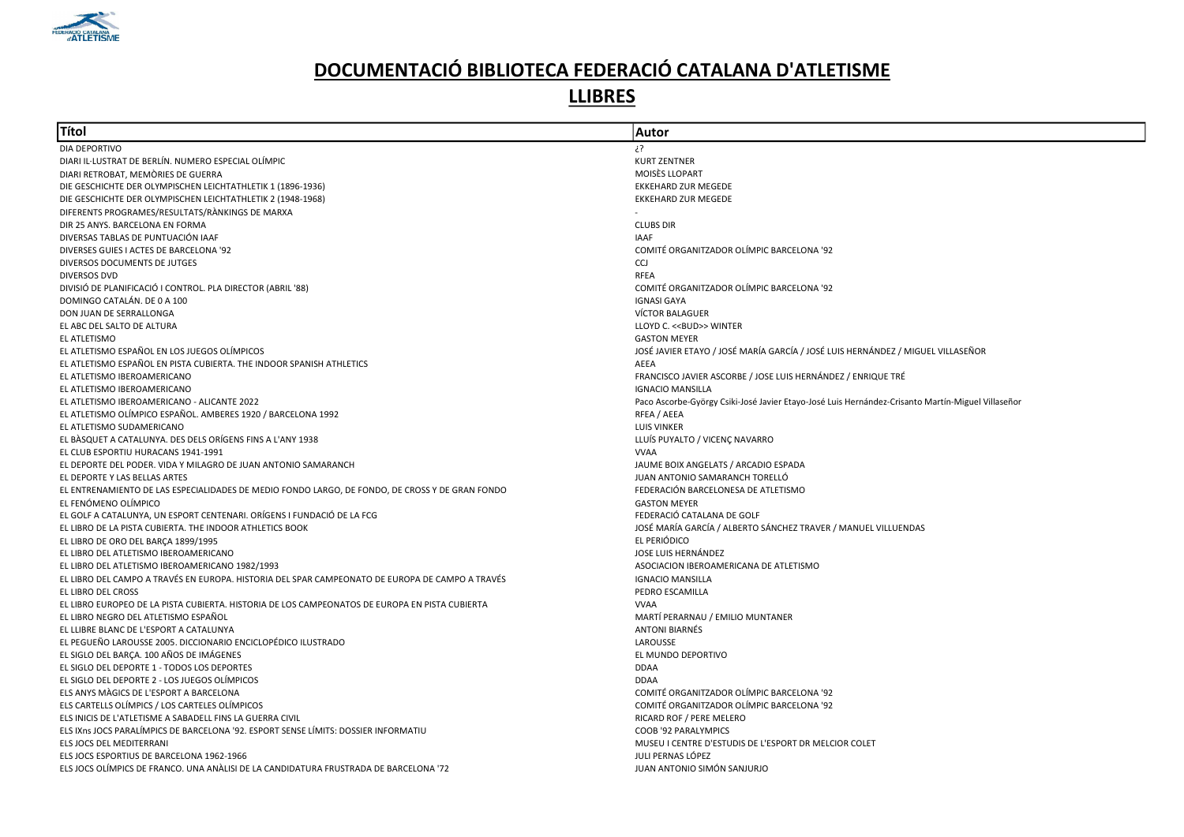# DOCUMENTACIÓ BIBLIOTECA FEDERACIÓ CATALANA D'ATLETISME

## LLIBRES

| Títol | Autor |
|---|---|
| DIA DEPORTIVO | ¿? |
| DIARI IL·LUSTRAT DE BERLÍN. NUMERO ESPECIAL OLÍMPIC | KURT ZENTNER |
| DIARI RETROBAT, MEMÒRIES DE GUERRA | MOISÈS LLOPART |
| DIE GESCHICHTE DER OLYMPISCHEN LEICHTATHLETIK 1 (1896-1936) | EKKEHARD ZUR MEGEDE |
| DIE GESCHICHTE DER OLYMPISCHEN LEICHTATHLETIK 2 (1948-1968) | EKKEHARD ZUR MEGEDE |
| DIFERENTS PROGRAMES/RESULTATS/RÀNKINGS DE MARXA | - |
| DIR 25 ANYS. BARCELONA EN FORMA | CLUBS DIR |
| DIVERSAS TABLAS DE PUNTUACIÓN IAAF | IAAF |
| DIVERSES GUIES I ACTES DE BARCELONA '92 | COMITÉ ORGANITZADOR OLÍMPIC BARCELONA '92 |
| DIVERSOS DOCUMENTS DE JUTGES | CCJ |
| DIVERSOS DVD | RFEA |
| DIVISIÓ DE PLANIFICACIÓ I CONTROL. PLA DIRECTOR (ABRIL '88) | COMITÉ ORGANITZADOR OLÍMPIC BARCELONA '92 |
| DOMINGO CATALÁN. DE 0 A 100 | IGNASI GAYA |
| DON JUAN DE SERRALLONGA | VÍCTOR BALAGUER |
| EL ABC DEL SALTO DE ALTURA | LLOYD C. <<BUD>> WINTER |
| EL ATLETISMO | GASTON MEYER |
| EL ATLETISMO ESPAÑOL EN LOS JUEGOS OLÍMPICOS | JOSÉ JAVIER ETAYO / JOSÉ MARÍA GARCÍA / JOSÉ LUIS HERNÁNDEZ / MIGUEL VILLASEÑOR |
| EL ATLETISMO ESPAÑOL EN PISTA CUBIERTA. THE INDOOR SPANISH ATHLETICS | AEEA |
| EL ATLETISMO IBEROAMERICANO | FRANCISCO JAVIER ASCORBE / JOSE LUIS HERNÁNDEZ / ENRIQUE TRÉ |
| EL ATLETISMO IBEROAMERICANO | IGNACIO MANSILLA |
| EL ATLETISMO IBEROAMERICANO - ALICANTE 2022 | Paco Ascorbe-György Csiki-José Javier Etayo-José Luis Hernández-Crisanto Martín-Miguel Villaseñor |
| EL ATLETISMO OLÍMPICO ESPAÑOL. AMBERES 1920 / BARCELONA 1992 | RFEA / AEEA |
| EL ATLETISMO SUDAMERICANO | LUIS VINKER |
| EL BÀSQUET A CATALUNYA. DES DELS ORÍGENS FINS A L'ANY 1938 | LLUÍS PUYALTO / VICENÇ NAVARRO |
| EL CLUB ESPORTIU HURACANS 1941-1991 | VVAA |
| EL DEPORTE DEL PODER. VIDA Y MILAGRO DE JUAN ANTONIO SAMARANCH | JAUME BOIX ANGELATS / ARCADIO ESPADA |
| EL DEPORTE Y LAS BELLAS ARTES | JUAN ANTONIO SAMARANCH TORELLÓ |
| EL ENTRENAMIENTO DE LAS ESPECIALIDADES DE MEDIO FONDO LARGO, DE FONDO, DE CROSS Y DE GRAN FONDO | FEDERACIÓN BARCELONESA DE ATLETISMO |
| EL FENÓMENO OLÍMPICO | GASTON MEYER |
| EL GOLF A CATALUNYA, UN ESPORT CENTENARI. ORÍGENS I FUNDACIÓ DE LA FCG | FEDERACIÓ CATALANA DE GOLF |
| EL LIBRO DE LA PISTA CUBIERTA. THE INDOOR ATHLETICS BOOK | JOSÉ MARÍA GARCÍA / ALBERTO SÁNCHEZ TRAVER / MANUEL VILLUENDAS |
| EL LIBRO DE ORO DEL BARÇA 1899/1995 | EL PERIÓDICO |
| EL LIBRO DEL ATLETISMO IBEROAMERICANO | JOSE LUIS HERNÁNDEZ |
| EL LIBRO DEL ATLETISMO IBEROAMERICANO 1982/1993 | ASOCIACION IBEROAMERICANA DE ATLETISMO |
| EL LIBRO DEL CAMPO A TRAVÉS EN EUROPA. HISTORIA DEL SPAR CAMPEONATO DE EUROPA DE CAMPO A TRAVÉS | IGNACIO MANSILLA |
| EL LIBRO DEL CROSS | PEDRO ESCAMILLA |
| EL LIBRO EUROPEO DE LA PISTA CUBIERTA. HISTORIA DE LOS CAMPEONATOS DE EUROPA EN PISTA CUBIERTA | VVAA |
| EL LIBRO NEGRO DEL ATLETISMO ESPAÑOL | MARTÍ PERARNAU / EMILIO MUNTANER |
| EL LLIBRE BLANC DE L'ESPORT A CATALUNYA | ANTONI BIARNÉS |
| EL PEGUEÑO LAROUSSE 2005. DICCIONARIO ENCICLOPÉDICO ILUSTRADO | LAROUSSE |
| EL SIGLO DEL BARÇA. 100 AÑOS DE IMÁGENES | EL MUNDO DEPORTIVO |
| EL SIGLO DEL DEPORTE 1 - TODOS LOS DEPORTES | DDAA |
| EL SIGLO DEL DEPORTE 2 - LOS JUEGOS OLÍMPICOS | DDAA |
| ELS ANYS MÀGICS DE L'ESPORT A BARCELONA | COMITÉ ORGANITZADOR OLÍMPIC BARCELONA '92 |
| ELS CARTELLS OLÍMPICS / LOS CARTELES OLÍMPICOS | COMITÉ ORGANITZADOR OLÍMPIC BARCELONA '92 |
| ELS INICIS DE L'ATLETISME A SABADELL FINS LA GUERRA CIVIL | RICARD ROF / PERE MELERO |
| ELS IXns JOCS PARALÍMPICS DE BARCELONA '92. ESPORT SENSE LÍMITS: DOSSIER INFORMATIU | COOB '92 PARALYMPICS |
| ELS JOCS DEL MEDITERRANI | MUSEU I CENTRE D'ESTUDIS DE L'ESPORT DR MELCIOR COLET |
| ELS JOCS ESPORTIUS DE BARCELONA 1962-1966 | JULI PERNAS LÓPEZ |
| ELS JOCS OLÍMPICS DE FRANCO. UNA ANÀLISI DE LA CANDIDATURA FRUSTRADA DE BARCELONA '72 | JUAN ANTONIO SIMÓN SANJURJO |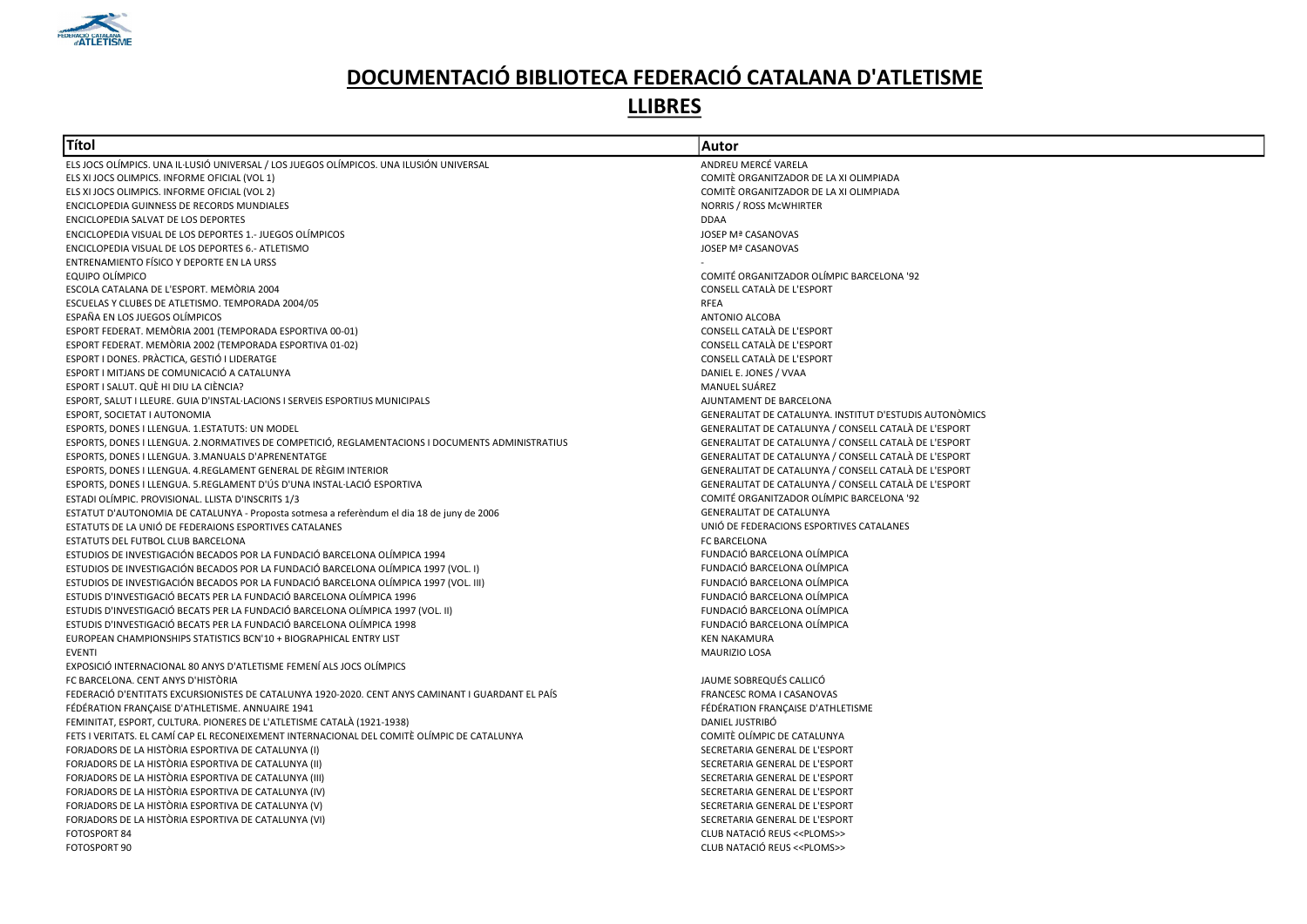# DOCUMENTACIÓ BIBLIOTECA FEDERACIÓ CATALANA D'ATLETISME

## LLIBRES

| Títol | Autor |
| --- | --- |
| ELS JOCS OLÍMPICS. UNA IL·LUSIÓ UNIVERSAL / LOS JUEGOS OLÍMPICOS. UNA ILUSIÓN UNIVERSAL | ANDREU MERCÉ VARELA |
| ELS XI JOCS OLIMPICS. INFORME OFICIAL (VOL 1) | COMITÈ ORGANITZADOR DE LA XI OLIMPIADA |
| ELS XI JOCS OLIMPICS. INFORME OFICIAL (VOL 2) | COMITÈ ORGANITZADOR DE LA XI OLIMPIADA |
| ENCICLOPEDIA GUINNESS DE RECORDS MUNDIALES | NORRIS / ROSS McWHIRTER |
| ENCICLOPEDIA SALVAT DE LOS DEPORTES | DDAA |
| ENCICLOPEDIA VISUAL DE LOS DEPORTES 1.- JUEGOS OLÍMPICOS | JOSEP Mª CASANOVAS |
| ENCICLOPEDIA VISUAL DE LOS DEPORTES 6.- ATLETISMO | JOSEP Mª CASANOVAS |
| ENTRENAMIENTO FÍSICO Y DEPORTE EN LA URSS | - |
| EQUIPO OLÍMPICO | COMITÉ ORGANITZADOR OLÍMPIC BARCELONA '92 |
| ESCOLA CATALANA DE L'ESPORT. MEMÒRIA 2004 | CONSELL CATALÀ DE L'ESPORT |
| ESCUELAS Y CLUBES DE ATLETISMO. TEMPORADA 2004/05 | RFEA |
| ESPAÑA EN LOS JUEGOS OLÍMPICOS | ANTONIO ALCOBA |
| ESPORT FEDERAT. MEMÒRIA 2001 (TEMPORADA ESPORTIVA 00-01) | CONSELL CATALÀ DE L'ESPORT |
| ESPORT FEDERAT. MEMÒRIA 2002 (TEMPORADA ESPORTIVA 01-02) | CONSELL CATALÀ DE L'ESPORT |
| ESPORT I DONES. PRÀCTICA, GESTIÓ I LIDERATGE | CONSELL CATALÀ DE L'ESPORT |
| ESPORT I MITJANS DE COMUNICACIÓ A CATALUNYA | DANIEL E. JONES / VVAA |
| ESPORT I SALUT. QUÈ HI DIU LA CIÈNCIA? | MANUEL SUÁREZ |
| ESPORT, SALUT I LLEURE. GUIA D'INSTAL·LACIONS I SERVEIS ESPORTIUS MUNICIPALS | AJUNTAMENT DE BARCELONA |
| ESPORT, SOCIETAT I AUTONOMIA | GENERALITAT DE CATALUNYA. INSTITUT D'ESTUDIS AUTONÒMICS |
| ESPORTS, DONES I LLENGUA. 1.ESTATUTS: UN MODEL | GENERALITAT DE CATALUNYA / CONSELL CATALÀ DE L'ESPORT |
| ESPORTS, DONES I LLENGUA. 2.NORMATIVES DE COMPETICIÓ, REGLAMENTACIONS I DOCUMENTS ADMINISTRATIUS | GENERALITAT DE CATALUNYA / CONSELL CATALÀ DE L'ESPORT |
| ESPORTS, DONES I LLENGUA. 3.MANUALS D'APRENENTATGE | GENERALITAT DE CATALUNYA / CONSELL CATALÀ DE L'ESPORT |
| ESPORTS, DONES I LLENGUA. 4.REGLAMENT GENERAL DE RÈGIM INTERIOR | GENERALITAT DE CATALUNYA / CONSELL CATALÀ DE L'ESPORT |
| ESPORTS, DONES I LLENGUA. 5.REGLAMENT D'ÚS D'UNA INSTAL·LACIÓ ESPORTIVA | GENERALITAT DE CATALUNYA / CONSELL CATALÀ DE L'ESPORT |
| ESTADI OLÍMPIC. PROVISIONAL. LLISTA D'INSCRITS 1/3 | COMITÉ ORGANITZADOR OLÍMPIC BARCELONA '92 |
| ESTATUT D'AUTONOMIA DE CATALUNYA - Proposta sotmesa a referèndum el dia 18 de juny de 2006 | GENERALITAT DE CATALUNYA |
| ESTATUTS DE LA UNIÓ DE FEDERAIONS ESPORTIVES CATALANES | UNIÓ DE FEDERACIONS ESPORTIVES CATALANES |
| ESTATUTS DEL FUTBOL CLUB BARCELONA | FC BARCELONA |
| ESTUDIOS DE INVESTIGACIÓN BECADOS POR LA FUNDACIÓ BARCELONA OLÍMPICA 1994 | FUNDACIÓ BARCELONA OLÍMPICA |
| ESTUDIOS DE INVESTIGACIÓN BECADOS POR LA FUNDACIÓ BARCELONA OLÍMPICA 1997 (VOL. I) | FUNDACIÓ BARCELONA OLÍMPICA |
| ESTUDIOS DE INVESTIGACIÓN BECADOS POR LA FUNDACIÓ BARCELONA OLÍMPICA 1997 (VOL. III) | FUNDACIÓ BARCELONA OLÍMPICA |
| ESTUDIS D'INVESTIGACIÓ BECATS PER LA FUNDACIÓ BARCELONA OLÍMPICA 1996 | FUNDACIÓ BARCELONA OLÍMPICA |
| ESTUDIS D'INVESTIGACIÓ BECATS PER LA FUNDACIÓ BARCELONA OLÍMPICA 1997 (VOL. II) | FUNDACIÓ BARCELONA OLÍMPICA |
| ESTUDIS D'INVESTIGACIÓ BECATS PER LA FUNDACIÓ BARCELONA OLÍMPICA 1998 | FUNDACIÓ BARCELONA OLÍMPICA |
| EUROPEAN CHAMPIONSHIPS STATISTICS BCN'10 + BIOGRAPHICAL ENTRY LIST | KEN NAKAMURA |
| EVENTI | MAURIZIO LOSA |
| EXPOSICIÓ INTERNACIONAL 80 ANYS D'ATLETISME FEMENÍ ALS JOCS OLÍMPICS | |
| FC BARCELONA. CENT ANYS D'HISTÒRIA | JAUME SOBREQUÉS CALLICÓ |
| FEDERACIÓ D'ENTITATS EXCURSIONISTES DE CATALUNYA 1920-2020. CENT ANYS CAMINANT I GUARDANT EL PAÍS | FRANCESC ROMA I CASANOVAS |
| FÉDÉRATION FRANÇAISE D'ATHLETISME. ANNUAIRE 1941 | FÉDÉRATION FRANÇAISE D'ATHLETISME |
| FEMINITAT, ESPORT, CULTURA. PIONERES DE L'ATLETISME CATALÀ (1921-1938) | DANIEL JUSTRIBÓ |
| FETS I VERITATS. EL CAMÍ CAP EL RECONEIXEMENT INTERNACIONAL DEL COMITÈ OLÍMPIC DE CATALUNYA | COMITÈ OLÍMPIC DE CATALUNYA |
| FORJADORS DE LA HISTÒRIA ESPORTIVA DE CATALUNYA (I) | SECRETARIA GENERAL DE L'ESPORT |
| FORJADORS DE LA HISTÒRIA ESPORTIVA DE CATALUNYA (II) | SECRETARIA GENERAL DE L'ESPORT |
| FORJADORS DE LA HISTÒRIA ESPORTIVA DE CATALUNYA (III) | SECRETARIA GENERAL DE L'ESPORT |
| FORJADORS DE LA HISTÒRIA ESPORTIVA DE CATALUNYA (IV) | SECRETARIA GENERAL DE L'ESPORT |
| FORJADORS DE LA HISTÒRIA ESPORTIVA DE CATALUNYA (V) | SECRETARIA GENERAL DE L'ESPORT |
| FORJADORS DE LA HISTÒRIA ESPORTIVA DE CATALUNYA (VI) | SECRETARIA GENERAL DE L'ESPORT |
| FOTOSPORT 84 | CLUB NATACIÓ REUS <<PLOMS>> |
| FOTOSPORT 90 | CLUB NATACIÓ REUS <<PLOMS>> |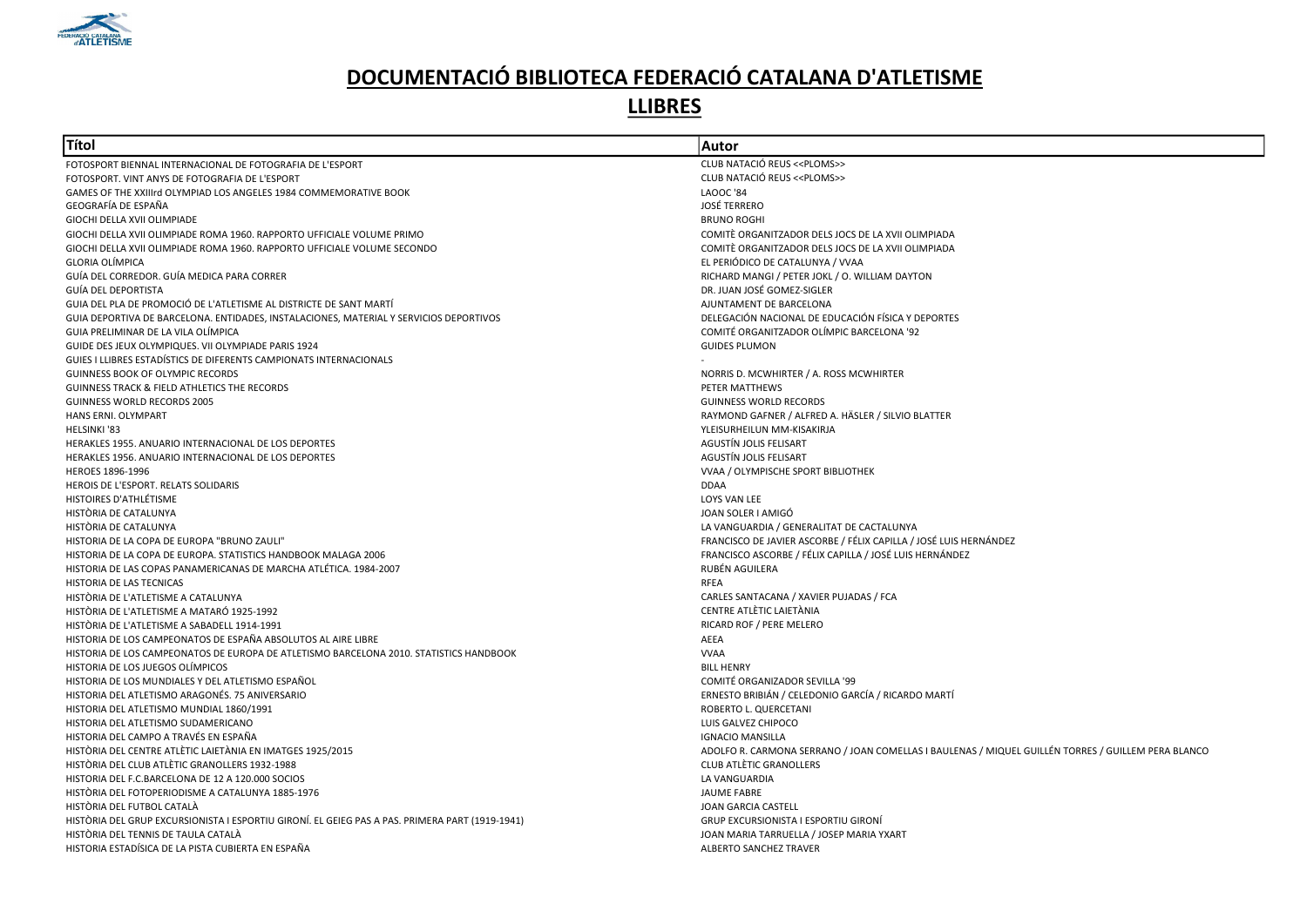# DOCUMENTACIÓ BIBLIOTECA FEDERACIÓ CATALANA D'ATLETISME

## LLIBRES

| Títol | Autor |
|---|---|
| FOTOSPORT BIENNAL INTERNACIONAL DE FOTOGRAFIA DE L'ESPORT | CLUB NATACIÓ REUS <<PLOMS>> |
| FOTOSPORT. VINT ANYS DE FOTOGRAFIA DE L'ESPORT | CLUB NATACIÓ REUS <<PLOMS>> |
| GAMES OF THE XXIIIrd OLYMPIAD LOS ANGELES 1984 COMMEMORATIVE BOOK | LAOOC '84 |
| GEOGRAFÍA DE ESPAÑA | JOSÉ TERRERO |
| GIOCHI DELLA XVII OLIMPIADE | BRUNO ROGHI |
| GIOCHI DELLA XVII OLIMPIADE ROMA 1960. RAPPORTO UFFICIALE VOLUME PRIMO | COMITÈ ORGANITZADOR DELS JOCS DE LA XVII OLIMPIADA |
| GIOCHI DELLA XVII OLIMPIADE ROMA 1960. RAPPORTO UFFICIALE VOLUME SECONDO | COMITÈ ORGANITZADOR DELS JOCS DE LA XVII OLIMPIADA |
| GLORIA OLÍMPICA | EL PERIÓDICO DE CATALUNYA / VVAA |
| GUÍA DEL CORREDOR. GUÍA MEDICA PARA CORRER | RICHARD MANGI / PETER JOKL / O. WILLIAM DAYTON |
| GUÍA DEL DEPORTISTA | DR. JUAN JOSÉ GOMEZ-SIGLER |
| GUIA DEL PLA DE PROMOCIÓ DE L'ATLETISME AL DISTRICTE DE SANT MARTÍ | AJUNTAMENT DE BARCELONA |
| GUIA DEPORTIVA DE BARCELONA. ENTIDADES, INSTALACIONES, MATERIAL Y SERVICIOS DEPORTIVOS | DELEGACIÓN NACIONAL DE EDUCACIÓN FÍSICA Y DEPORTES |
| GUIA PRELIMINAR DE LA VILA OLÍMPICA | COMITÉ ORGANITZADOR OLÍMPIC BARCELONA '92 |
| GUIDE DES JEUX OLYMPIQUES. VII OLYMPIADE PARIS 1924 | GUIDES PLUMON |
| GUIES I LLIBRES ESTADÍSTICS DE DIFERENTS CAMPIONATS INTERNACIONALS | - |
| GUINNESS BOOK OF OLYMPIC RECORDS | NORRIS D. MCWHIRTER / A. ROSS MCWHIRTER |
| GUINNESS TRACK & FIELD ATHLETICS THE RECORDS | PETER MATTHEWS |
| GUINNESS WORLD RECORDS 2005 | GUINNESS WORLD RECORDS |
| HANS ERNI. OLYMPART | RAYMOND GAFNER / ALFRED A. HÄSLER / SILVIO BLATTER |
| HELSINKI '83 | YLEISURHEILUN MM-KISAKIRJA |
| HERAKLES 1955. ANUARIO INTERNACIONAL DE LOS DEPORTES | AGUSTÍN JOLIS FELISART |
| HERAKLES 1956. ANUARIO INTERNACIONAL DE LOS DEPORTES | AGUSTÍN JOLIS FELISART |
| HEROES 1896-1996 | VVAA / OLYMPISCHE SPORT BIBLIOTHEK |
| HEROIS DE L'ESPORT. RELATS SOLIDARIS | DDAA |
| HISTOIRES D'ATHLÉTISME | LOYS VAN LEE |
| HISTÒRIA DE CATALUNYA | JOAN SOLER I AMIGÓ |
| HISTÒRIA DE CATALUNYA | LA VANGUARDIA / GENERALITAT DE CACTALUNYA |
| HISTORIA DE LA COPA DE EUROPA "BRUNO ZAULI" | FRANCISCO DE JAVIER ASCORBE / FÉLIX CAPILLA / JOSÉ LUIS HERNÁNDEZ |
| HISTORIA DE LA COPA DE EUROPA. STATISTICS HANDBOOK MALAGA 2006 | FRANCISCO ASCORBE / FÉLIX CAPILLA / JOSÉ LUIS HERNÁNDEZ |
| HISTORIA DE LAS COPAS PANAMERICANAS DE MARCHA ATLÉTICA. 1984-2007 | RUBÉN AGUILERA |
| HISTORIA DE LAS TECNICAS | RFEA |
| HISTÒRIA DE L'ATLETISME A CATALUNYA | CARLES SANTACANA / XAVIER PUJADAS / FCA |
| HISTÒRIA DE L'ATLETISME A MATARÓ 1925-1992 | CENTRE ATLÈTIC LAIETÀNIA |
| HISTÒRIA DE L'ATLETISME A SABADELL 1914-1991 | RICARD ROF / PERE MELERO |
| HISTORIA DE LOS CAMPEONATOS DE ESPAÑA ABSOLUTOS AL AIRE LIBRE | AEEA |
| HISTORIA DE LOS CAMPEONATOS DE EUROPA DE ATLETISMO BARCELONA 2010. STATISTICS HANDBOOK | VVAA |
| HISTORIA DE LOS JUEGOS OLÍMPICOS | BILL HENRY |
| HISTORIA DE LOS MUNDIALES Y DEL ATLETISMO ESPAÑOL | COMITÉ ORGANIZADOR SEVILLA '99 |
| HISTORIA DEL ATLETISMO ARAGONÉS. 75 ANIVERSARIO | ERNESTO BRIBIÁN / CELEDONIO GARCÍA / RICARDO MARTÍ |
| HISTORIA DEL ATLETISMO MUNDIAL 1860/1991 | ROBERTO L. QUERCETANI |
| HISTORIA DEL ATLETISMO SUDAMERICANO | LUIS GALVEZ CHIPOCO |
| HISTORIA DEL CAMPO A TRAVÉS EN ESPAÑA | IGNACIO MANSILLA |
| HISTÒRIA DEL CENTRE ATLÈTIC LAIETÀNIA EN IMATGES 1925/2015 | ADOLFO R. CARMONA SERRANO / JOAN COMELLAS I BAULENAS / MIQUEL GUILLÉN TORRES / GUILLEM PERA BLANCO |
| HISTÒRIA DEL CLUB ATLÈTIC GRANOLLERS 1932-1988 | CLUB ATLÈTIC GRANOLLERS |
| HISTORIA DEL F.C.BARCELONA DE 12 A 120.000 SOCIOS | LA VANGUARDIA |
| HISTÒRIA DEL FOTOPERIODISME A CATALUNYA 1885-1976 | JAUME FABRE |
| HISTÒRIA DEL FUTBOL CATALÀ | JOAN GARCIA CASTELL |
| HISTÒRIA DEL GRUP EXCURSIONISTA I ESPORTIU GIRONÍ. EL GEIEG PAS A PAS. PRIMERA PART (1919-1941) | GRUP EXCURSIONISTA I ESPORTIU GIRONÍ |
| HISTÒRIA DEL TENNIS DE TAULA CATALÀ | JOAN MARIA TARRUELLA / JOSEP MARIA YXART |
| HISTORIA ESTADÍSICA DE LA PISTA CUBIERTA EN ESPAÑA | ALBERTO SANCHEZ TRAVER |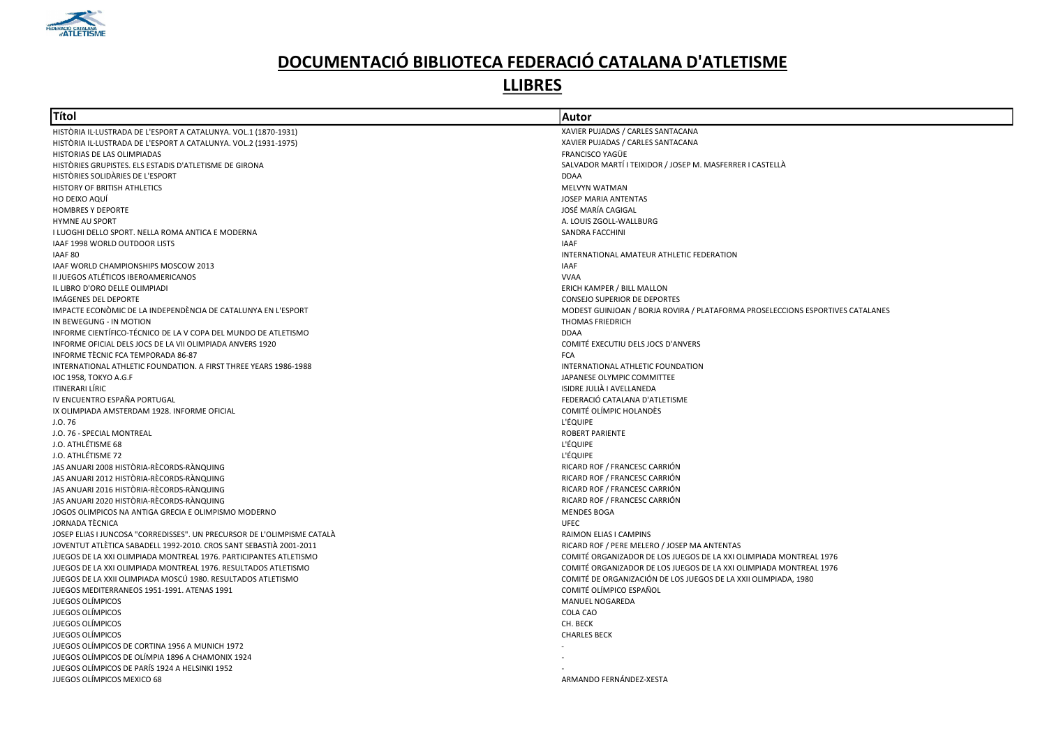# DOCUMENTACIÓ BIBLIOTECA FEDERACIÓ CATALANA D'ATLETISME

## LLIBRES

| Títol | Autor |
| --- | --- |
| HISTÒRIA IL·LUSTRADA DE L'ESPORT A CATALUNYA. VOL.1 (1870-1931) | XAVIER PUJADAS / CARLES SANTACANA |
| HISTÒRIA IL·LUSTRADA DE L'ESPORT A CATALUNYA. VOL.2 (1931-1975) | XAVIER PUJADAS / CARLES SANTACANA |
| HISTORIAS DE LAS OLIMPIADAS | FRANCISCO YAGÜE |
| HISTÒRIES GRUPISTES. ELS ESTADIS D'ATLETISME DE GIRONA | SALVADOR MARTÍ I TEIXIDOR / JOSEP M. MASFERRER I CASTELLÀ |
| HISTÒRIES SOLIDÀRIES DE L'ESPORT | DDAA |
| HISTORY OF BRITISH ATHLETICS | MELVYN WATMAN |
| HO DEIXO AQUÍ | JOSEP MARIA ANTENTAS |
| HOMBRES Y DEPORTE | JOSÉ MARÍA CAGIGAL |
| HYMNE AU SPORT | A. LOUIS ZGOLL-WALLBURG |
| I LUOGHI DELLO SPORT. NELLA ROMA ANTICA E MODERNA | SANDRA FACCHINI |
| IAAF 1998 WORLD OUTDOOR LISTS | IAAF |
| IAAF 80 | INTERNATIONAL AMATEUR ATHLETIC FEDERATION |
| IAAF WORLD CHAMPIONSHIPS MOSCOW 2013 | IAAF |
| II JUEGOS ATLÉTICOS IBEROAMERICANOS | VVAA |
| IL LIBRO D'ORO DELLE OLIMPIADI | ERICH KAMPER / BILL MALLON |
| IMÁGENES DEL DEPORTE | CONSEJO SUPERIOR DE DEPORTES |
| IMPACTE ECONÒMIC DE LA INDEPENDÈNCIA DE CATALUNYA EN L'ESPORT | MODEST GUINJOAN / BORJA ROVIRA / PLATAFORMA PROSELECCIONS ESPORTIVES CATALANES |
| IN BEWEGUNG - IN MOTION | THOMAS FRIEDRICH |
| INFORME CIENTÍFICO-TÉCNICO DE LA V COPA DEL MUNDO DE ATLETISMO | DDAA |
| INFORME OFICIAL DELS JOCS DE LA VII OLIMPIADA ANVERS 1920 | COMITÉ EXECUTIU DELS JOCS D'ANVERS |
| INFORME TÈCNIC FCA TEMPORADA 86-87 | FCA |
| INTERNATIONAL ATHLETIC FOUNDATION. A FIRST THREE YEARS 1986-1988 | INTERNATIONAL ATHLETIC FOUNDATION |
| IOC 1958, TOKYO A.G.F | JAPANESE OLYMPIC COMMITTEE |
| ITINERARI LÍRIC | ISIDRE JULIÀ I AVELLANEDA |
| IV ENCUENTRO ESPAÑA PORTUGAL | FEDERACIÓ CATALANA D'ATLETISME |
| IX OLIMPIADA AMSTERDAM 1928. INFORME OFICIAL | COMITÉ OLÍMPIC HOLANDÈS |
| J.O. 76 | L'ÉQUIPE |
| J.O. 76 - SPECIAL MONTREAL | ROBERT PARIENTE |
| J.O. ATHLÉTISME 68 | L'ÉQUIPE |
| J.O. ATHLÉTISME 72 | L'ÉQUIPE |
| JAS ANUARI 2008 HISTÒRIA-RÈCORDS-RÀNQUING | RICARD ROF / FRANCESC CARRIÓN |
| JAS ANUARI 2012 HISTÒRIA-RÈCORDS-RÀNQUING | RICARD ROF / FRANCESC CARRIÓN |
| JAS ANUARI 2016 HISTÒRIA-RÈCORDS-RÀNQUING | RICARD ROF / FRANCESC CARRIÓN |
| JAS ANUARI 2020 HISTÒRIA-RÈCORDS-RÀNQUING | RICARD ROF / FRANCESC CARRIÓN |
| JOGOS OLIMPICOS NA ANTIGA GRECIA E OLIMPISMO MODERNO | MENDES BOGA |
| JORNADA TÈCNICA | UFEC |
| JOSEP ELIAS I JUNCOSA "CORREDISSES". UN PRECURSOR DE L'OLIMPISME CATALÀ | RAIMON ELIAS I CAMPINS |
| JOVENTUT ATLÈTICA SABADELL 1992-2010. CROS SANT SEBASTIÀ 2001-2011 | RICARD ROF / PERE MELERO / JOSEP MA ANTENTAS |
| JUEGOS DE LA XXI OLIMPIADA MONTREAL 1976. PARTICIPANTES ATLETISMO | COMITÉ ORGANIZADOR DE LOS JUEGOS DE LA XXI OLIMPIADA MONTREAL 1976 |
| JUEGOS DE LA XXI OLIMPIADA MONTREAL 1976. RESULTADOS ATLETISMO | COMITÉ ORGANIZADOR DE LOS JUEGOS DE LA XXI OLIMPIADA MONTREAL 1976 |
| JUEGOS DE LA XXII OLIMPIADA MOSCÚ 1980. RESULTADOS ATLETISMO | COMITÉ DE ORGANIZACIÓN DE LOS JUEGOS DE LA XXII OLIMPIADA, 1980 |
| JUEGOS MEDITERRANEOS 1951-1991. ATENAS 1991 | COMITÉ OLÍMPICO ESPAÑOL |
| JUEGOS OLÍMPICOS | MANUEL NOGAREDA |
| JUEGOS OLÍMPICOS | COLA CAO |
| JUEGOS OLÍMPICOS | CH. BECK |
| JUEGOS OLÍMPICOS | CHARLES BECK |
| JUEGOS OLÍMPICOS DE CORTINA 1956 A MUNICH 1972 | - |
| JUEGOS OLÍMPICOS DE OLÍMPIA 1896 A CHAMONIX 1924 | - |
| JUEGOS OLÍMPICOS DE PARÍS 1924 A HELSINKI 1952 | - |
| JUEGOS OLÍMPICOS MEXICO 68 | ARMANDO FERNÁNDEZ-XESTA |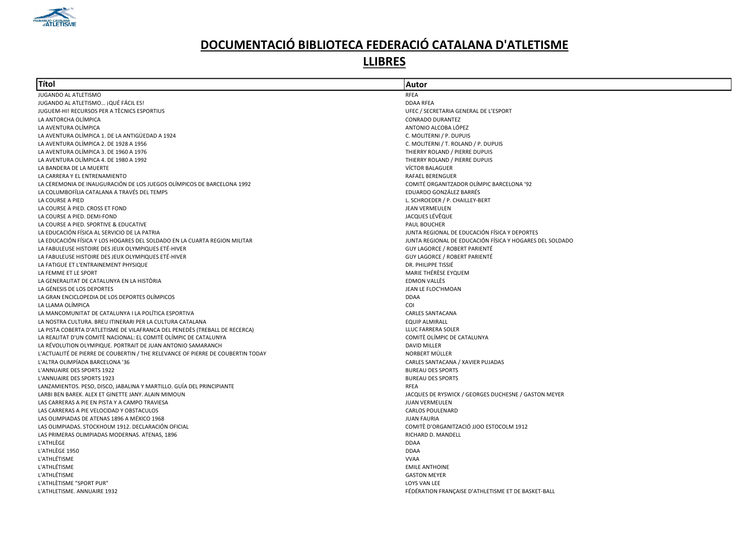# DOCUMENTACIÓ BIBLIOTECA FEDERACIÓ CATALANA D'ATLETISME

## LLIBRES

| Títol | Autor |
|---|---|
| JUGANDO AL ATLETISMO | RFEA |
| JUGANDO AL ATLETISMO… ¡QUÉ FÁCIL ES! | DDAA RFEA |
| JUGUEM-HI! RECURSOS PER A TÈCNICS ESPORTIUS | UFEC / SECRETARIA GENERAL DE L'ESPORT |
| LA ANTORCHA OLÍMPICA | CONRADO DURANTEZ |
| LA AVENTURA OLÍMPICA | ANTONIO ALCOBA LÓPEZ |
| LA AVENTURA OLÍMPICA 1. DE LA ANTIGÜEDAD A 1924 | C. MOLITERNI / P. DUPUIS |
| LA AVENTURA OLÍMPICA 2. DE 1928 A 1956 | C. MOLITERNI / T. ROLAND / P. DUPUIS |
| LA AVENTURA OLÍMPICA 3. DE 1960 A 1976 | THIERRY ROLAND / PIERRE DUPUIS |
| LA AVENTURA OLÍMPICA 4. DE 1980 A 1992 | THIERRY ROLAND / PIERRE DUPUIS |
| LA BANDERA DE LA MUERTE | VÍCTOR BALAGUER |
| LA CARRERA Y EL ENTRENAMIENTO | RAFAEL BERENGUER |
| LA CEREMONIA DE INAUGURACIÓN DE LOS JUEGOS OLÍMPICOS DE BARCELONA 1992 | COMITÉ ORGANITZADOR OLÍMPIC BARCELONA '92 |
| LA COLUMBOFÍLIA CATALANA A TRAVÉS DEL TEMPS | EDUARDO GONZÁLEZ BARRÉS |
| LA COURSE A PIED | L. SCHROEDER / P. CHAILLEY-BERT |
| LA COURSE À PIED. CROSS ET FOND | JEAN VERMEULEN |
| LA COURSE A PIED. DEMI-FOND | JACQUES LÉVÊQUE |
| LA COURSE A PIED. SPORTIVE & EDUCATIVE | PAUL BOUCHER |
| LA EDUCACIÓN FÍSICA AL SERVICIO DE LA PATRIA | JUNTA REGIONAL DE EDUCACIÓN FÍSICA Y DEPORTES |
| LA EDUCACIÓN FÍSICA Y LOS HOGARES DEL SOLDADO EN LA CUARTA REGION MILITAR | JUNTA REGIONAL DE EDUCACIÓN FÍSICA Y HOGARES DEL SOLDADO |
| LA FABULEUSE HISTOIRE DES JEUX OLYMPIQUES ETÉ-HIVER | GUY LAGORCE / ROBERT PARIENTÉ |
| LA FABULEUSE HISTOIRE DES JEUX OLYMPIQUES ETÉ-HIVER | GUY LAGORCE / ROBERT PARIENTÉ |
| LA FATIGUE ET L'ENTRAINEMENT PHYSIQUE | DR. PHILIPPE TISSIÉ |
| LA FEMME ET LE SPORT | MARIE THÉRÈSE EYQUEM |
| LA GENERALITAT DE CATALUNYA EN LA HISTÒRIA | EDMON VALLÈS |
| LA GÉNESIS DE LOS DEPORTES | JEAN LE FLOC'HMOAN |
| LA GRAN ENCICLOPEDIA DE LOS DEPORTES OLÍMPICOS | DDAA |
| LA LLAMA OLÍMPICA | COI |
| LA MANCOMUNITAT DE CATALUNYA I LA POLÍTICA ESPORTIVA | CARLES SANTACANA |
| LA NOSTRA CULTURA. BREU ITINERARI PER LA CULTURA CATALANA | EQUIP ALMIRALL |
| LA PISTA COBERTA D'ATLETISME DE VILAFRANCA DEL PENEDÈS (TREBALL DE RECERCA) | LLUC FARRERA SOLER |
| LA REALITAT D'UN COMITÈ NACIONAL: EL COMITÈ OLÍMPIC DE CATALUNYA | COMITÈ OLÍMPIC DE CATALUNYA |
| LA RÉVOLUTION OLYMPIQUE. PORTRAIT DE JUAN ANTONIO SAMARANCH | DAVID MILLER |
| L'ACTUALITÉ DE PIERRE DE COUBERTIN / THE RELEVANCE OF PIERRE DE COUBERTIN TODAY | NORBERT MÜLLER |
| L'ALTRA OLIMPÍADA BARCELONA '36 | CARLES SANTACANA / XAVIER PUJADAS |
| L'ANNUAIRE DES SPORTS 1922 | BUREAU DES SPORTS |
| L'ANNUAIRE DES SPORTS 1923 | BUREAU DES SPORTS |
| LANZAMIENTOS. PESO, DISCO, JABALINA Y MARTILLO. GUÍA DEL PRINCIPIANTE | RFEA |
| LARBI BEN BAREK. ALEX ET GINETTE JANY. ALAIN MIMOUN | JACQUES DE RYSWICK / GEORGES DUCHESNE / GASTON MEYER |
| LAS CARRERAS A PIE EN PISTA Y A CAMPO TRAVIESA | JUAN VERMEULEN |
| LAS CARRERAS A PIE VELOCIDAD Y OBSTACULOS | CARLOS POULENARD |
| LAS OLIMPIADAS DE ATENAS 1896 A MÉXICO 1968 | JUAN FAURIA |
| LAS OLIMPIADAS. STOCKHOLM 1912. DECLARACIÓN OFICIAL | COMITÈ D'ORGANITZACIÓ JJOO ESTOCOLM 1912 |
| LAS PRIMERAS OLIMPIADAS MODERNAS. ATENAS, 1896 | RICHARD D. MANDELL |
| L'ATHLÈGE | DDAA |
| L'ATHLÈGE 1950 | DDAA |
| L'ATHLÉTISME | VVAA |
| L'ATHLÉTISME | EMILE ANTHOINE |
| L'ATHLÉTISME | GASTON MEYER |
| L'ATHLÈTISME "SPORT PUR" | LOYS VAN LEE |
| L'ATHLETISME. ANNUAIRE 1932 | FÉDÉRATION FRANÇAISE D'ATHLETISME ET DE BASKET-BALL |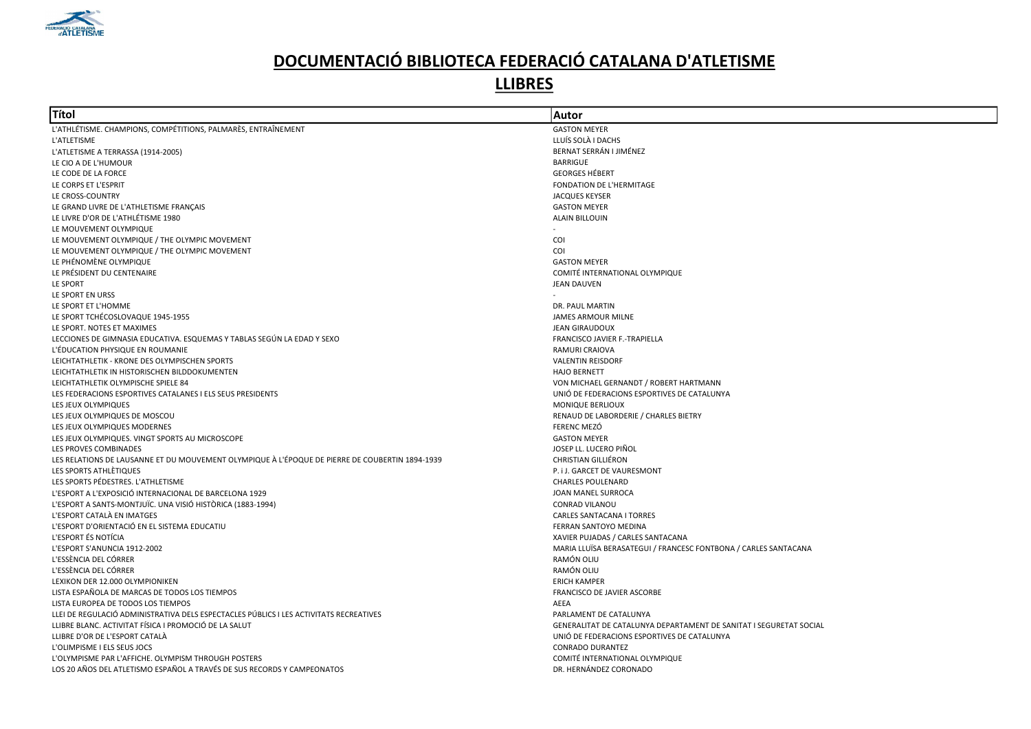# DOCUMENTACIÓ BIBLIOTECA FEDERACIÓ CATALANA D'ATLETISME

## LLIBRES

| Títol | Autor |
| --- | --- |
| L'ATHLÉTISME. CHAMPIONS, COMPÉTITIONS, PALMARÈS, ENTRAÎNEMENT | GASTON MEYER |
| L'ATLETISME | LLUÍS SOLÀ I DACHS |
| L'ATLETISME A TERRASSA (1914-2005) | BERNAT SERRÁN I JIMÉNEZ |
| LE CIO A DE L'HUMOUR | BARRIGUE |
| LE CODE DE LA FORCE | GEORGES HÉBERT |
| LE CORPS ET L'ESPRIT | FONDATION DE L'HERMITAGE |
| LE CROSS-COUNTRY | JACQUES KEYSER |
| LE GRAND LIVRE DE L'ATHLETISME FRANÇAIS | GASTON MEYER |
| LE LIVRE D'OR DE L'ATHLÉTISME 1980 | ALAIN BILLOUIN |
| LE MOUVEMENT OLYMPIQUE | - |
| LE MOUVEMENT OLYMPIQUE / THE OLYMPIC MOVEMENT | COI |
| LE MOUVEMENT OLYMPIQUE / THE OLYMPIC MOVEMENT | COI |
| LE PHÉNOMÈNE OLYMPIQUE | GASTON MEYER |
| LE PRÉSIDENT DU CENTENAIRE | COMITÉ INTERNATIONAL OLYMPIQUE |
| LE SPORT | JEAN DAUVEN |
| LE SPORT EN URSS | - |
| LE SPORT ET L'HOMME | DR. PAUL MARTIN |
| LE SPORT TCHÉCOSLOVAQUE 1945-1955 | JAMES ARMOUR MILNE |
| LE SPORT. NOTES ET MAXIMES | JEAN GIRAUDOUX |
| LECCIONES DE GIMNASIA EDUCATIVA. ESQUEMAS Y TABLAS SEGÚN LA EDAD Y SEXO | FRANCISCO JAVIER F.-TRAPIELLA |
| L'ÉDUCATION PHYSIQUE EN ROUMANIE | RAMURI CRAIOVA |
| LEICHTATHLETIK - KRONE DES OLYMPISCHEN SPORTS | VALENTIN REISDORF |
| LEICHTATHLETIK IN HISTORISCHEN BILDDOKUMENTEN | HAJO BERNETT |
| LEICHTATHLETIK OLYMPISCHE SPIELE 84 | VON MICHAEL GERNANDT / ROBERT HARTMANN |
| LES FEDERACIONS ESPORTIVES CATALANES I ELS SEUS PRESIDENTS | UNIÓ DE FEDERACIONS ESPORTIVES DE CATALUNYA |
| LES JEUX OLYMPIQUES | MONIQUE BERLIOUX |
| LES JEUX OLYMPIQUES DE MOSCOU | RENAUD DE LABORDERIE / CHARLES BIETRY |
| LES JEUX OLYMPIQUES MODERNES | FERENC MEZÓ |
| LES JEUX OLYMPIQUES. VINGT SPORTS AU MICROSCOPE | GASTON MEYER |
| LES PROVES COMBINADES | JOSEP LL. LUCERO PIÑOL |
| LES RELATIONS DE LAUSANNE ET DU MOUVEMENT OLYMPIQUE À L'ÉPOQUE DE PIERRE DE COUBERTIN 1894-1939 | CHRISTIAN GILLIÉRON |
| LES SPORTS ATHLÈTIQUES | P. i J. GARCET DE VAURESMONT |
| LES SPORTS PÉDESTRES. L'ATHLETISME | CHARLES POULENARD |
| L'ESPORT A L'EXPOSICIÓ INTERNACIONAL DE BARCELONA 1929 | JOAN MANEL SURROCA |
| L'ESPORT A SANTS-MONTJUÏC. UNA VISIÓ HISTÒRICA (1883-1994) | CONRAD VILANOU |
| L'ESPORT CATALÀ EN IMATGES | CARLES SANTACANA I TORRES |
| L'ESPORT D'ORIENTACIÓ EN EL SISTEMA EDUCATIU | FERRAN SANTOYO MEDINA |
| L'ESPORT ÉS NOTÍCIA | XAVIER PUJADAS / CARLES SANTACANA |
| L'ESPORT S'ANUNCIA 1912-2002 | MARIA LLUÏSA BERASATEGUI / FRANCESC FONTBONA / CARLES SANTACANA |
| L'ESSÈNCIA DEL CÓRRER | RAMÓN OLIU |
| L'ESSÈNCIA DEL CÓRRER | RAMÓN OLIU |
| LEXIKON DER 12.000 OLYMPIONIKEN | ERICH KAMPER |
| LISTA ESPAÑOLA DE MARCAS DE TODOS LOS TIEMPOS | FRANCISCO DE JAVIER ASCORBE |
| LISTA EUROPEA DE TODOS LOS TIEMPOS | AEEA |
| LLEI DE REGULACIÓ ADMINISTRATIVA DELS ESPECTACLES PÚBLICS I LES ACTIVITATS RECREATIVES | PARLAMENT DE CATALUNYA |
| LLIBRE BLANC. ACTIVITAT FÍSICA I PROMOCIÓ DE LA SALUT | GENERALITAT DE CATALUNYA DEPARTAMENT DE SANITAT I SEGURETAT SOCIAL |
| LLIBRE D'OR DE L'ESPORT CATALÀ | UNIÓ DE FEDERACIONS ESPORTIVES DE CATALUNYA |
| L'OLIMPISME I ELS SEUS JOCS | CONRADO DURANTEZ |
| L'OLYMPISME PAR L'AFFICHE. OLYMPISM THROUGH POSTERS | COMITÉ INTERNATIONAL OLYMPIQUE |
| LOS 20 AÑOS DEL ATLETISMO ESPAÑOL A TRAVÉS DE SUS RECORDS Y CAMPEONATOS | DR. HERNÁNDEZ CORONADO |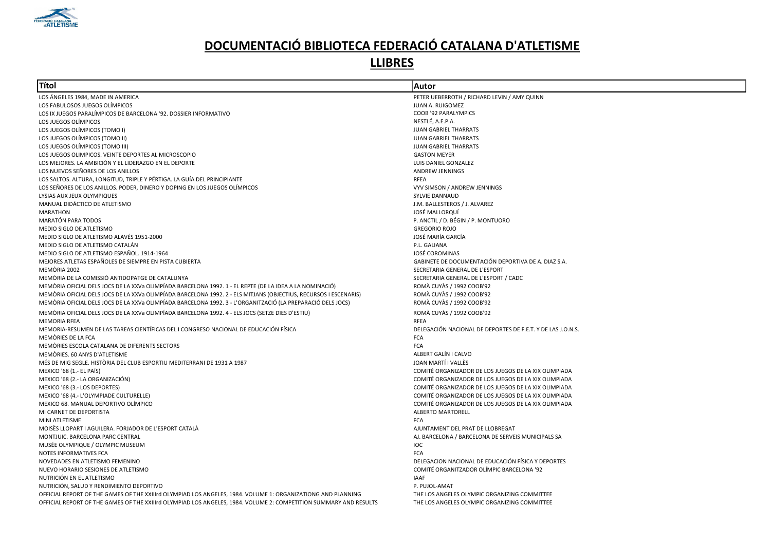# DOCUMENTACIÓ BIBLIOTECA FEDERACIÓ CATALANA D'ATLETISME

## LLIBRES

| Títol | Autor |
| --- | --- |
| LOS ÁNGELES 1984, MADE IN AMERICA | PETER UEBERROTH / RICHARD LEVIN / AMY QUINN |
| LOS FABULOSOS JUEGOS OLÍMPICOS | JUAN A. RUIGOMEZ |
| LOS IX JUEGOS PARALÍMPICOS DE BARCELONA '92. DOSSIER INFORMATIVO | COOB '92 PARALYMPICS |
| LOS JUEGOS OLÍMPICOS | NESTLÉ, A.E.P.A. |
| LOS JUEGOS OLÍMPICOS (TOMO I) | JUAN GABRIEL THARRATS |
| LOS JUEGOS OLÍMPICOS (TOMO II) | JUAN GABRIEL THARRATS |
| LOS JUEGOS OLÍMPICOS (TOMO III) | JUAN GABRIEL THARRATS |
| LOS JUEGOS OLIMPICOS. VEINTE DEPORTES AL MICROSCOPIO | GASTON MEYER |
| LOS MEJORES. LA AMBICIÓN Y EL LIDERAZGO EN EL DEPORTE | LUIS DANIEL GONZALEZ |
| LOS NUEVOS SEÑORES DE LOS ANILLOS | ANDREW JENNINGS |
| LOS SALTOS. ALTURA, LONGITUD, TRIPLE Y PÉRTIGA. LA GUÍA DEL PRINCIPIANTE | RFEA |
| LOS SEÑORES DE LOS ANILLOS. PODER, DINERO Y DOPING EN LOS JUEGOS OLÍMPICOS | VYV SIMSON / ANDREW JENNINGS |
| LYSIAS AUX JEUX OLYMPIQUES | SYLVIE DANNAUD |
| MANUAL DIDÁCTICO DE ATLETISMO | J.M. BALLESTEROS / J. ALVAREZ |
| MARATHON | JOSÉ MALLORQUÍ |
| MARATÓN PARA TODOS | P. ANCTIL / D. BÉGIN / P. MONTUORO |
| MEDIO SIGLO DE ATLETISMO | GREGORIO ROJO |
| MEDIO SIGLO DE ATLETISMO ALAVÉS 1951-2000 | JOSÉ MARÍA GARCÍA |
| MEDIO SIGLO DE ATLETISMO CATALÁN | P.L. GALIANA |
| MEDIO SIGLO DE ATLETISMO ESPAÑOL. 1914-1964 | JOSÉ COROMINAS |
| MEJORES ATLETAS ESPAÑOLES DE SIEMPRE EN PISTA CUBIERTA | GABINETE DE DOCUMENTACIÓN DEPORTIVA DE A. DIAZ S.A. |
| MEMÒRIA 2002 | SECRETARIA GENERAL DE L'ESPORT |
| MEMÒRIA DE LA COMISSIÓ ANTIDOPATGE DE CATALUNYA | SECRETARIA GENERAL DE L'ESPORT / CADC |
| MEMÒRIA OFICIAL DELS JOCS DE LA XXVa OLIMPÍADA BARCELONA 1992. 1 - EL REPTE (DE LA IDEA A LA NOMINACIÓ) | ROMÀ CUYÀS / 1992 COOB'92 |
| MEMÒRIA OFICIAL DELS JOCS DE LA XXVa OLIMPÍADA BARCELONA 1992. 2 - ELS MITJANS (OBJECTIUS, RECURSOS I ESCENARIS) | ROMÀ CUYÀS / 1992 COOB'92 |
| MEMÒRIA OFICIAL DELS JOCS DE LA XXVa OLIMPÍADA BARCELONA 1992. 3 - L'ORGANITZACIÓ (LA PREPARACIÓ DELS JOCS) | ROMÀ CUYÀS / 1992 COOB'92 |
| MEMÒRIA OFICIAL DELS JOCS DE LA XXVa OLIMPÍADA BARCELONA 1992. 4 - ELS JOCS (SETZE DIES D'ESTIU) | ROMÀ CUYÀS / 1992 COOB'92 |
| MEMORIA RFEA | RFEA |
| MEMORIA-RESUMEN DE LAS TAREAS CIENTÍFICAS DEL I CONGRESO NACIONAL DE EDUCACIÓN FÍSICA | DELEGACIÓN NACIONAL DE DEPORTES DE F.E.T. Y DE LAS J.O.N.S. |
| MEMÒRIES DE LA FCA | FCA |
| MEMÒRIES ESCOLA CATALANA DE DIFERENTS SECTORS | FCA |
| MEMÒRIES. 60 ANYS D'ATLETISME | ALBERT GALÍN I CALVO |
| MÉS DE MIG SEGLE. HISTÒRIA DEL CLUB ESPORTIU MEDITERRANI DE 1931 A 1987 | JOAN MARTÍ I VALLÈS |
| MEXICO '68 (1.- EL PAÍS) | COMITÉ ORGANIZADOR DE LOS JUEGOS DE LA XIX OLIMPIADA |
| MEXICO '68 (2.- LA ORGANIZACIÓN) | COMITÉ ORGANIZADOR DE LOS JUEGOS DE LA XIX OLIMPIADA |
| MEXICO '68 (3.- LOS DEPORTES) | COMITÉ ORGANIZADOR DE LOS JUEGOS DE LA XIX OLIMPIADA |
| MEXICO '68 (4.- L'OLYMPIADE CULTURELLE) | COMITÉ ORGANIZADOR DE LOS JUEGOS DE LA XIX OLIMPIADA |
| MEXICO 68. MANUAL DEPORTIVO OLÍMPICO | COMITÉ ORGANIZADOR DE LOS JUEGOS DE LA XIX OLIMPIADA |
| MI CARNET DE DEPORTISTA | ALBERTO MARTORELL |
| MINI ATLETISME | FCA |
| MOISÈS LLOPART I AGUILERA. FORJADOR DE L'ESPORT CATALÀ | AJUNTAMENT DEL PRAT DE LLOBREGAT |
| MONTJUIC. BARCELONA PARC CENTRAL | AJ. BARCELONA / BARCELONA DE SERVEIS MUNICIPALS SA |
| MUSÉE OLYMPIQUE / OLYMPIC MUSEUM | IOC |
| NOTES INFORMATIVES FCA | FCA |
| NOVEDADES EN ATLETISMO FEMENINO | DELEGACION NACIONAL DE EDUCACIÓN FÍSICA Y DEPORTES |
| NUEVO HORARIO SESIONES DE ATLETISMO | COMITÉ ORGANITZADOR OLÍMPIC BARCELONA '92 |
| NUTRICIÓN EN EL ATLETISMO | IAAF |
| NUTRICIÓN, SALUD Y RENDIMIENTO DEPORTIVO | P. PUJOL-AMAT |
| OFFICIAL REPORT OF THE GAMES OF THE XXIIIrd OLYMPIAD LOS ANGELES, 1984. VOLUME 1: ORGANIZATIONG AND PLANNING | THE LOS ANGELES OLYMPIC ORGANIZING COMMITTEE |
| OFFICIAL REPORT OF THE GAMES OF THE XXIIIrd OLYMPIAD LOS ANGELES, 1984. VOLUME 2: COMPETITION SUMMARY AND RESULTS | THE LOS ANGELES OLYMPIC ORGANIZING COMMITTEE |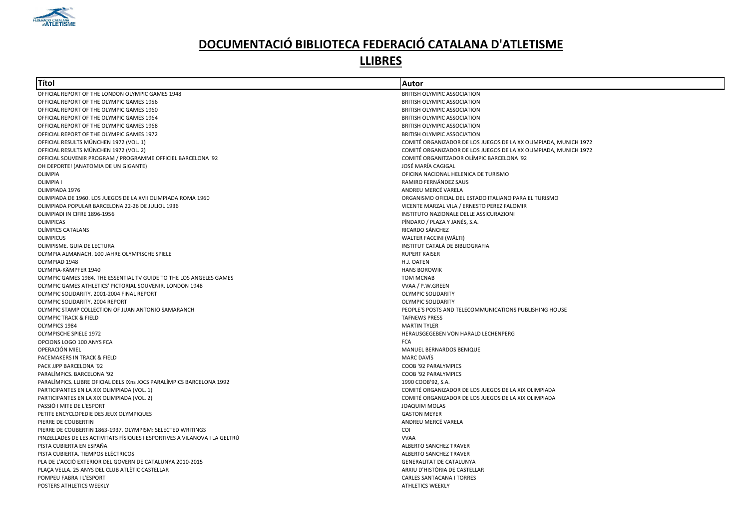# DOCUMENTACIÓ BIBLIOTECA FEDERACIÓ CATALANA D'ATLETISME

## LLIBRES

| Títol | Autor |
|---|---|
| OFFICIAL REPORT OF THE LONDON OLYMPIC GAMES 1948 | BRITISH OLYMPIC ASSOCIATION |
| OFFICIAL REPORT OF THE OLYMPIC GAMES 1956 | BRITISH OLYMPIC ASSOCIATION |
| OFFICIAL REPORT OF THE OLYMPIC GAMES 1960 | BRITISH OLYMPIC ASSOCIATION |
| OFFICIAL REPORT OF THE OLYMPIC GAMES 1964 | BRITISH OLYMPIC ASSOCIATION |
| OFFICIAL REPORT OF THE OLYMPIC GAMES 1968 | BRITISH OLYMPIC ASSOCIATION |
| OFFICIAL REPORT OF THE OLYMPIC GAMES 1972 | BRITISH OLYMPIC ASSOCIATION |
| OFFICIAL RESULTS MÜNCHEN 1972 (VOL. 1) | COMITÉ ORGANIZADOR DE LOS JUEGOS DE LA XX OLIMPIADA, MUNICH 1972 |
| OFFICIAL RESULTS MÜNCHEN 1972 (VOL. 2) | COMITÉ ORGANIZADOR DE LOS JUEGOS DE LA XX OLIMPIADA, MUNICH 1972 |
| OFFICIAL SOUVENIR PROGRAM / PROGRAMME OFFICIEL BARCELONA '92 | COMITÉ ORGANITZADOR OLÍMPIC BARCELONA '92 |
| OH DEPORTE! (ANATOMIA DE UN GIGANTE) | JOSÉ MARÍA CAGIGAL |
| OLIMPIA | OFICINA NACIONAL HELENICA DE TURISMO |
| OLIMPIA I | RAMIRO FERNÁNDEZ SAUS |
| OLIMPIADA 1976 | ANDREU MERCÉ VARELA |
| OLIMPIADA DE 1960. LOS JUEGOS DE LA XVII OLIMPIADA ROMA 1960 | ORGANISMO OFICIAL DEL ESTADO ITALIANO PARA EL TURISMO |
| OLIMPIADA POPULAR BARCELONA 22-26 DE JULIOL 1936 | VICENTE MARZAL VILA / ERNESTO PEREZ FALOMIR |
| OLIMPIADI IN CIFRE 1896-1956 | INSTITUTO NAZIONALE DELLE ASSICURAZIONI |
| OLIMPICAS | PÍNDARO / PLAZA Y JANÉS, S.A. |
| OLÍMPICS CATALANS | RICARDO SÁNCHEZ |
| OLIMPICUS | WALTER FACCINI (WÄLTI) |
| OLIMPISME. GUIA DE LECTURA | INSTITUT CATALÀ DE BIBLIOGRAFIA |
| OLYMPIA ALMANACH. 100 JAHRE OLYMPISCHE SPIELE | RUPERT KAISER |
| OLYMPIAD 1948 | H.J. OATEN |
| OLYMPIA-KÄMPFER 1940 | HANS BOROWIK |
| OLYMPIC GAMES 1984. THE ESSENTIAL TV GUIDE TO THE LOS ANGELES GAMES | TOM MCNAB |
| OLYMPIC GAMES ATHLETICS' PICTORIAL SOUVENIR. LONDON 1948 | VVAA / P.W.GREEN |
| OLYMPIC SOLIDARITY. 2001-2004 FINAL REPORT | OLYMPIC SOLIDARITY |
| OLYMPIC SOLIDARITY. 2004 REPORT | OLYMPIC SOLIDARITY |
| OLYMPIC STAMP COLLECTION OF JUAN ANTONIO SAMARANCH | PEOPLE'S POSTS AND TELECOMMUNICATIONS PUBLISHING HOUSE |
| OLYMPIC TRACK & FIELD | TAFNEWS PRESS |
| OLYMPICS 1984 | MARTIN TYLER |
| OLYMPISCHE SPIELE 1972 | HERAUSGEGEBEN VON HARALD LECHENPERG |
| OPCIONS LOGO 100 ANYS FCA | FCA |
| OPERACIÓN MIEL | MANUEL BERNARDOS BENIQUE |
| PACEMAKERS IN TRACK & FIELD | MARC DAVÍS |
| PACK JJPP BARCELONA '92 | COOB '92 PARALYMPICS |
| PARALÍMPICS. BARCELONA '92 | COOB '92 PARALYMPICS |
| PARALÍMPICS. LLIBRE OFICIAL DELS IXns JOCS PARALÍMPICS BARCELONA 1992 | 1990 COOB'92, S.A. |
| PARTICIPANTES EN LA XIX OLIMPIADA (VOL. 1) | COMITÉ ORGANIZADOR DE LOS JUEGOS DE LA XIX OLIMPIADA |
| PARTICIPANTES EN LA XIX OLIMPIADA (VOL. 2) | COMITÉ ORGANIZADOR DE LOS JUEGOS DE LA XIX OLIMPIADA |
| PASSIÓ I MITE DE L'ESPORT | JOAQUIM MOLAS |
| PETITE ENCYCLOPEDIE DES JEUX OLYMPIQUES | GASTON MEYER |
| PIERRE DE COUBERTIN | ANDREU MERCÉ VARELA |
| PIERRE DE COUBERTIN 1863-1937. OLYMPISM: SELECTED WRITINGS | COI |
| PINZELLADES DE LES ACTIVITATS FÍSIQUES I ESPORTIVES A VILANOVA I LA GELTRÚ | VVAA |
| PISTA CUBIERTA EN ESPAÑA | ALBERTO SANCHEZ TRAVER |
| PISTA CUBIERTA. TIEMPOS ELÉCTRICOS | ALBERTO SANCHEZ TRAVER |
| PLA DE L'ACCIÓ EXTERIOR DEL GOVERN DE CATALUNYA 2010-2015 | GENERALITAT DE CATALUNYA |
| PLAÇA VELLA. 25 ANYS DEL CLUB ATLÈTIC CASTELLAR | ARXIU D'HISTÒRIA DE CASTELLAR |
| POMPEU FABRA I L'ESPORT | CARLES SANTACANA I TORRES |
| POSTERS ATHLETICS WEEKLY | ATHLETICS WEEKLY |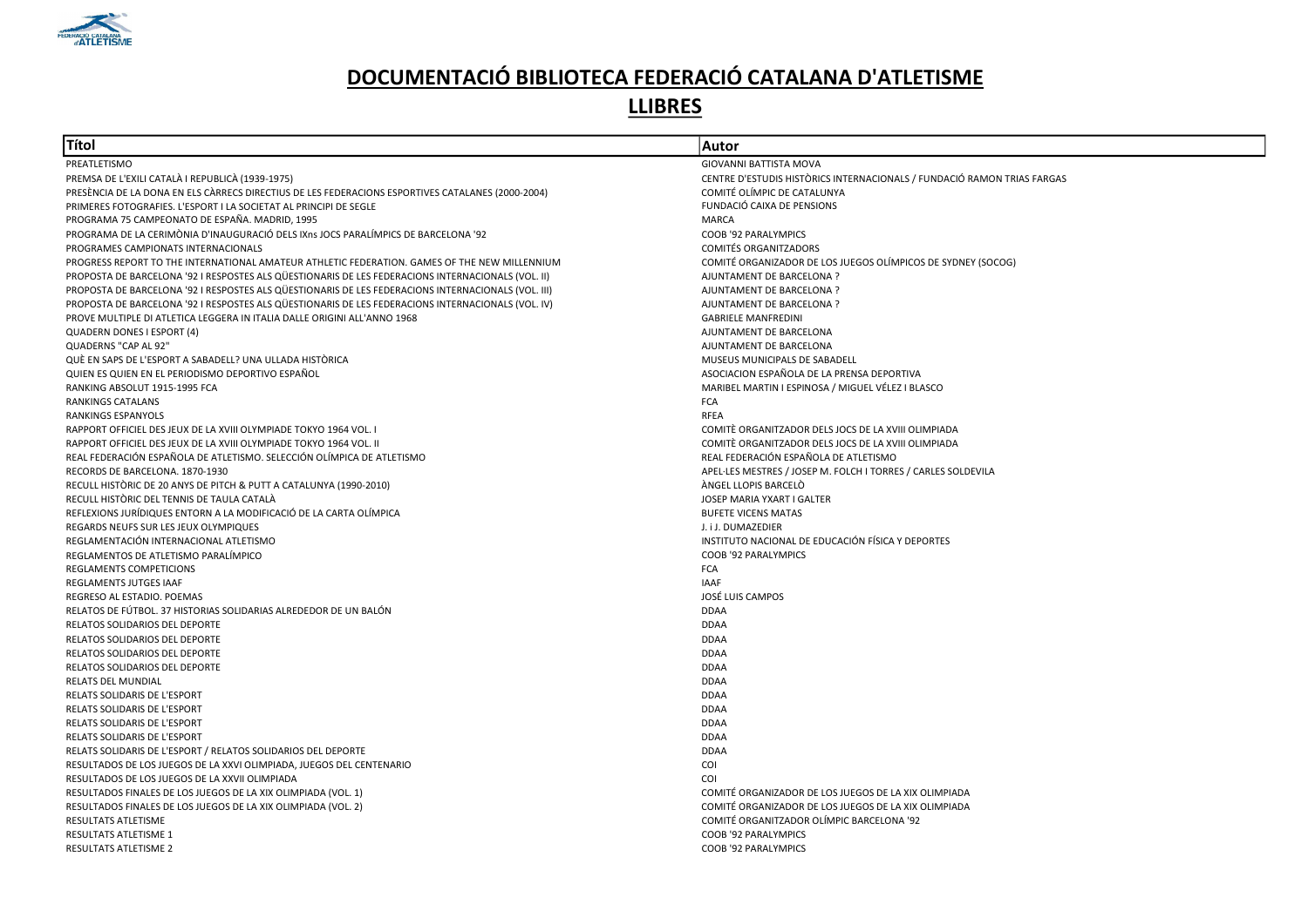# DOCUMENTACIÓ BIBLIOTECA FEDERACIÓ CATALANA D'ATLETISME

## LLIBRES

| Títol | Autor |
|---|---|
| PREATLETISMO | GIOVANNI BATTISTA MOVA |
| PREMSA DE L'EXILI CATALÀ I REPUBLICÀ (1939-1975) | CENTRE D'ESTUDIS HISTÒRICS INTERNACIONALS / FUNDACIÓ RAMON TRIAS FARGAS |
| PRESÈNCIA DE LA DONA EN ELS CÀRRECS DIRECTIUS DE LES FEDERACIONS ESPORTIVES CATALANES (2000-2004) | COMITÉ OLÍMPIC DE CATALUNYA |
| PRIMERES FOTOGRAFIES. L'ESPORT I LA SOCIETAT AL PRINCIPI DE SEGLE | FUNDACIÓ CAIXA DE PENSIONS |
| PROGRAMA 75 CAMPEONATO DE ESPAÑA. MADRID, 1995 | MARCA |
| PROGRAMA DE LA CERIMÒNIA D'INAUGURACIÓ DELS IXns JOCS PARALÍMPICS DE BARCELONA '92 | COOB '92 PARALYMPICS |
| PROGRAMES CAMPIONATS INTERNACIONALS | COMITÉS ORGANITZADORS |
| PROGRESS REPORT TO THE INTERNATIONAL AMATEUR ATHLETIC FEDERATION. GAMES OF THE NEW MILLENNIUM | COMITÉ ORGANIZADOR DE LOS JUEGOS OLÍMPICOS DE SYDNEY (SOCOG) |
| PROPOSTA DE BARCELONA '92 I RESPOSTES ALS QÜESTIONARIS DE LES FEDERACIONS INTERNACIONALS (VOL. II) | AJUNTAMENT DE BARCELONA ? |
| PROPOSTA DE BARCELONA '92 I RESPOSTES ALS QÜESTIONARIS DE LES FEDERACIONS INTERNACIONALS (VOL. III) | AJUNTAMENT DE BARCELONA ? |
| PROPOSTA DE BARCELONA '92 I RESPOSTES ALS QÜESTIONARIS DE LES FEDERACIONS INTERNACIONALS (VOL. IV) | AJUNTAMENT DE BARCELONA ? |
| PROVE MULTIPLE DI ATLETICA LEGGERA IN ITALIA DALLE ORIGINI ALL'ANNO 1968 | GABRIELE MANFREDINI |
| QUADERN DONES I ESPORT (4) | AJUNTAMENT DE BARCELONA |
| QUADERNS "CAP AL 92" | AJUNTAMENT DE BARCELONA |
| QUÈ EN SAPS DE L'ESPORT A SABADELL? UNA ULLADA HISTÒRICA | MUSEUS MUNICIPALS DE SABADELL |
| QUIEN ES QUIEN EN EL PERIODISMO DEPORTIVO ESPAÑOL | ASOCIACION ESPAÑOLA DE LA PRENSA DEPORTIVA |
| RANKING ABSOLUT 1915-1995 FCA | MARIBEL MARTIN I ESPINOSA / MIGUEL VÉLEZ I BLASCO |
| RANKINGS CATALANS | FCA |
| RANKINGS ESPANYOLS | RFEA |
| RAPPORT OFFICIEL DES JEUX DE LA XVIII OLYMPIADE TOKYO 1964 VOL. I | COMITÈ ORGANITZADOR DELS JOCS DE LA XVIII OLIMPIADA |
| RAPPORT OFFICIEL DES JEUX DE LA XVIII OLYMPIADE TOKYO 1964 VOL. II | COMITÈ ORGANITZADOR DELS JOCS DE LA XVIII OLIMPIADA |
| REAL FEDERACIÓN ESPAÑOLA DE ATLETISMO. SELECCIÓN OLÍMPICA DE ATLETISMO | REAL FEDERACIÓN ESPAÑOLA DE ATLETISMO |
| RECORDS DE BARCELONA. 1870-1930 | APEL·LES MESTRES / JOSEP M. FOLCH I TORRES / CARLES SOLDEVILA |
| RECULL HISTÒRIC DE 20 ANYS DE PITCH & PUTT A CATALUNYA (1990-2010) | ÀNGEL LLOPIS BARCELÒ |
| RECULL HISTÒRIC DEL TENNIS DE TAULA CATALÀ | JOSEP MARIA YXART I GALTER |
| REFLEXIONS JURÍDIQUES ENTORN A LA MODIFICACIÓ DE LA CARTA OLÍMPICA | BUFETE VICENS MATAS |
| REGARDS NEUFS SUR LES JEUX OLYMPIQUES | J. i J. DUMAZEDIER |
| REGLAMENTACIÓN INTERNACIONAL ATLETISMO | INSTITUTO NACIONAL DE EDUCACIÓN FÍSICA Y DEPORTES |
| REGLAMENTOS DE ATLETISMO PARALÍMPICO | COOB '92 PARALYMPICS |
| REGLAMENTS COMPETICIONS | FCA |
| REGLAMENTS JUTGES IAAF | IAAF |
| REGRESO AL ESTADIO. POEMAS | JOSÉ LUIS CAMPOS |
| RELATOS DE FÚTBOL. 37 HISTORIAS SOLIDARIAS ALREDEDOR DE UN BALÓN | DDAA |
| RELATOS SOLIDARIOS DEL DEPORTE | DDAA |
| RELATOS SOLIDARIOS DEL DEPORTE | DDAA |
| RELATOS SOLIDARIOS DEL DEPORTE | DDAA |
| RELATOS SOLIDARIOS DEL DEPORTE | DDAA |
| RELATS DEL MUNDIAL | DDAA |
| RELATS SOLIDARIS DE L'ESPORT | DDAA |
| RELATS SOLIDARIS DE L'ESPORT | DDAA |
| RELATS SOLIDARIS DE L'ESPORT | DDAA |
| RELATS SOLIDARIS DE L'ESPORT | DDAA |
| RELATS SOLIDARIS DE L'ESPORT / RELATOS SOLIDARIOS DEL DEPORTE | DDAA |
| RESULTADOS DE LOS JUEGOS DE LA XXVI OLIMPIADA, JUEGOS DEL CENTENARIO | COI |
| RESULTADOS DE LOS JUEGOS DE LA XXVII OLIMPIADA | COI |
| RESULTADOS FINALES DE LOS JUEGOS DE LA XIX OLIMPIADA (VOL. 1) | COMITÉ ORGANIZADOR DE LOS JUEGOS DE LA XIX OLIMPIADA |
| RESULTADOS FINALES DE LOS JUEGOS DE LA XIX OLIMPIADA (VOL. 2) | COMITÉ ORGANIZADOR DE LOS JUEGOS DE LA XIX OLIMPIADA |
| RESULTATS ATLETISME | COMITÉ ORGANITZADOR OLÍMPIC BARCELONA '92 |
| RESULTATS ATLETISME 1 | COOB '92 PARALYMPICS |
| RESULTATS ATLETISME 2 | COOB '92 PARALYMPICS |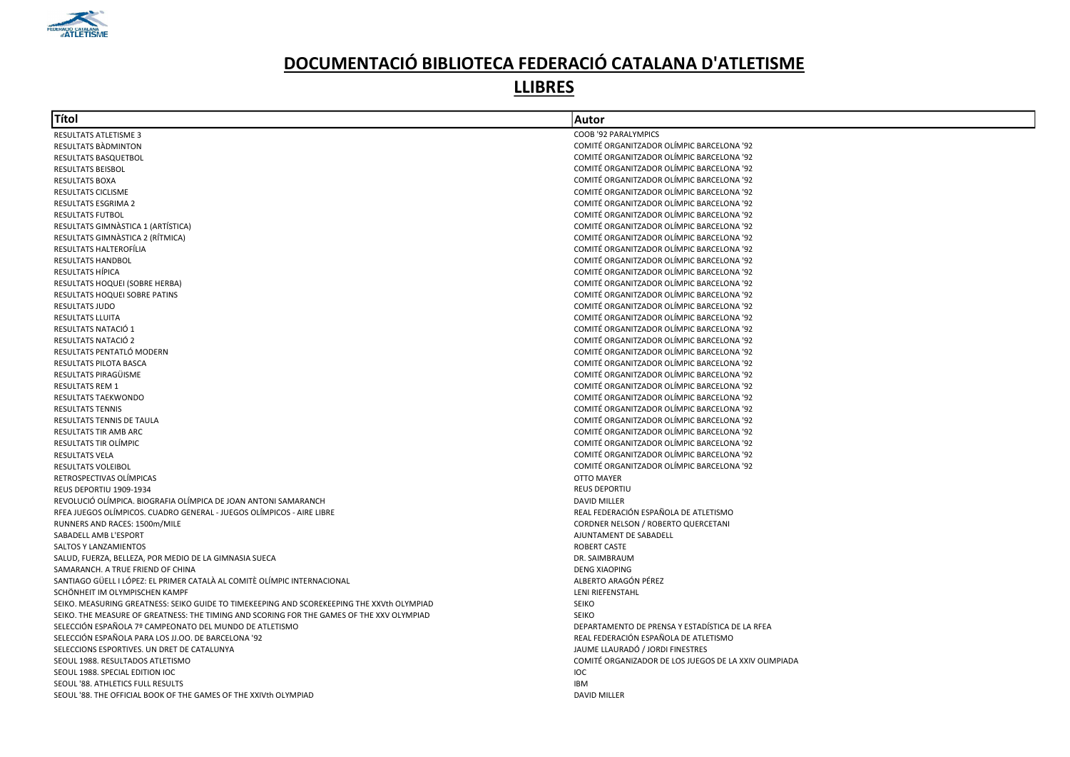# DOCUMENTACIÓ BIBLIOTECA FEDERACIÓ CATALANA D'ATLETISME

## LLIBRES

| Títol | Autor |
|---|---|
| RESULTATS ATLETISME 3 | COOB '92 PARALYMPICS |
| RESULTATS BÀDMINTON | COMITÉ ORGANITZADOR OLÍMPIC BARCELONA '92 |
| RESULTATS BASQUETBOL | COMITÉ ORGANITZADOR OLÍMPIC BARCELONA '92 |
| RESULTATS BEISBOL | COMITÉ ORGANITZADOR OLÍMPIC BARCELONA '92 |
| RESULTATS BOXA | COMITÉ ORGANITZADOR OLÍMPIC BARCELONA '92 |
| RESULTATS CICLISME | COMITÉ ORGANITZADOR OLÍMPIC BARCELONA '92 |
| RESULTATS ESGRIMA 2 | COMITÉ ORGANITZADOR OLÍMPIC BARCELONA '92 |
| RESULTATS FUTBOL | COMITÉ ORGANITZADOR OLÍMPIC BARCELONA '92 |
| RESULTATS GIMNÀSTICA 1 (ARTÍSTICA) | COMITÉ ORGANITZADOR OLÍMPIC BARCELONA '92 |
| RESULTATS GIMNÀSTICA 2 (RÍTMICA) | COMITÉ ORGANITZADOR OLÍMPIC BARCELONA '92 |
| RESULTATS HALTEROFÍLIA | COMITÉ ORGANITZADOR OLÍMPIC BARCELONA '92 |
| RESULTATS HANDBOL | COMITÉ ORGANITZADOR OLÍMPIC BARCELONA '92 |
| RESULTATS HÍPICA | COMITÉ ORGANITZADOR OLÍMPIC BARCELONA '92 |
| RESULTATS HOQUEI (SOBRE HERBA) | COMITÉ ORGANITZADOR OLÍMPIC BARCELONA '92 |
| RESULTATS HOQUEI SOBRE PATINS | COMITÉ ORGANITZADOR OLÍMPIC BARCELONA '92 |
| RESULTATS JUDO | COMITÉ ORGANITZADOR OLÍMPIC BARCELONA '92 |
| RESULTATS LLUITA | COMITÉ ORGANITZADOR OLÍMPIC BARCELONA '92 |
| RESULTATS NATACIÓ 1 | COMITÉ ORGANITZADOR OLÍMPIC BARCELONA '92 |
| RESULTATS NATACIÓ 2 | COMITÉ ORGANITZADOR OLÍMPIC BARCELONA '92 |
| RESULTATS PENTATLÓ MODERN | COMITÉ ORGANITZADOR OLÍMPIC BARCELONA '92 |
| RESULTATS PILOTA BASCA | COMITÉ ORGANITZADOR OLÍMPIC BARCELONA '92 |
| RESULTATS PIRAGÜISME | COMITÉ ORGANITZADOR OLÍMPIC BARCELONA '92 |
| RESULTATS REM 1 | COMITÉ ORGANITZADOR OLÍMPIC BARCELONA '92 |
| RESULTATS TAEKWONDO | COMITÉ ORGANITZADOR OLÍMPIC BARCELONA '92 |
| RESULTATS TENNIS | COMITÉ ORGANITZADOR OLÍMPIC BARCELONA '92 |
| RESULTATS TENNIS DE TAULA | COMITÉ ORGANITZADOR OLÍMPIC BARCELONA '92 |
| RESULTATS TIR AMB ARC | COMITÉ ORGANITZADOR OLÍMPIC BARCELONA '92 |
| RESULTATS TIR OLÍMPIC | COMITÉ ORGANITZADOR OLÍMPIC BARCELONA '92 |
| RESULTATS VELA | COMITÉ ORGANITZADOR OLÍMPIC BARCELONA '92 |
| RESULTATS VOLEIBOL | COMITÉ ORGANITZADOR OLÍMPIC BARCELONA '92 |
| RETROSPECTIVAS OLÍMPICAS | OTTO MAYER |
| REUS DEPORTIU 1909-1934 | REUS DEPORTIU |
| REVOLUCIÓ OLÍMPICA. BIOGRAFIA OLÍMPICA DE JOAN ANTONI SAMARANCH | DAVID MILLER |
| RFEA JUEGOS OLÍMPICOS. CUADRO GENERAL - JUEGOS OLÍMPICOS - AIRE LIBRE | REAL FEDERACIÓN ESPAÑOLA DE ATLETISMO |
| RUNNERS AND RACES: 1500m/MILE | CORDNER NELSON / ROBERTO QUERCETANI |
| SABADELL AMB L'ESPORT | AJUNTAMENT DE SABADELL |
| SALTOS Y LANZAMIENTOS | ROBERT CASTE |
| SALUD, FUERZA, BELLEZA, POR MEDIO DE LA GIMNASIA SUECA | DR. SAIMBRAUM |
| SAMARANCH. A TRUE FRIEND OF CHINA | DENG XIAOPING |
| SANTIAGO GÜELL I LÓPEZ: EL PRIMER CATALÀ AL COMITÈ OLÍMPIC INTERNACIONAL | ALBERTO ARAGÓN PÉREZ |
| SCHÖNHEIT IM OLYMPISCHEN KAMPF | LENI RIEFENSTAHL |
| SEIKO. MEASURING GREATNESS: SEIKO GUIDE TO TIMEKEEPING AND SCOREKEEPING THE XXVth OLYMPIAD | SEIKO |
| SEIKO. THE MEASURE OF GREATNESS: THE TIMING AND SCORING FOR THE GAMES OF THE XXV OLYMPIAD | SEIKO |
| SELECCIÓN ESPAÑOLA 7º CAMPEONATO DEL MUNDO DE ATLETISMO | DEPARTAMENTO DE PRENSA Y ESTADÍSTICA DE LA RFEA |
| SELECCIÓN ESPAÑOLA PARA LOS JJ.OO. DE BARCELONA '92 | REAL FEDERACIÓN ESPAÑOLA DE ATLETISMO |
| SELECCIONS ESPORTIVES. UN DRET DE CATALUNYA | JAUME LLAURADÓ / JORDI FINESTRES |
| SEOUL 1988. RESULTADOS ATLETISMO | COMITÉ ORGANIZADOR DE LOS JUEGOS DE LA XXIV OLIMPIADA |
| SEOUL 1988. SPECIAL EDITION IOC | IOC |
| SEOUL '88. ATHLETICS FULL RESULTS | IBM |
| SEOUL '88. THE OFFICIAL BOOK OF THE GAMES OF THE XXIVth OLYMPIAD | DAVID MILLER |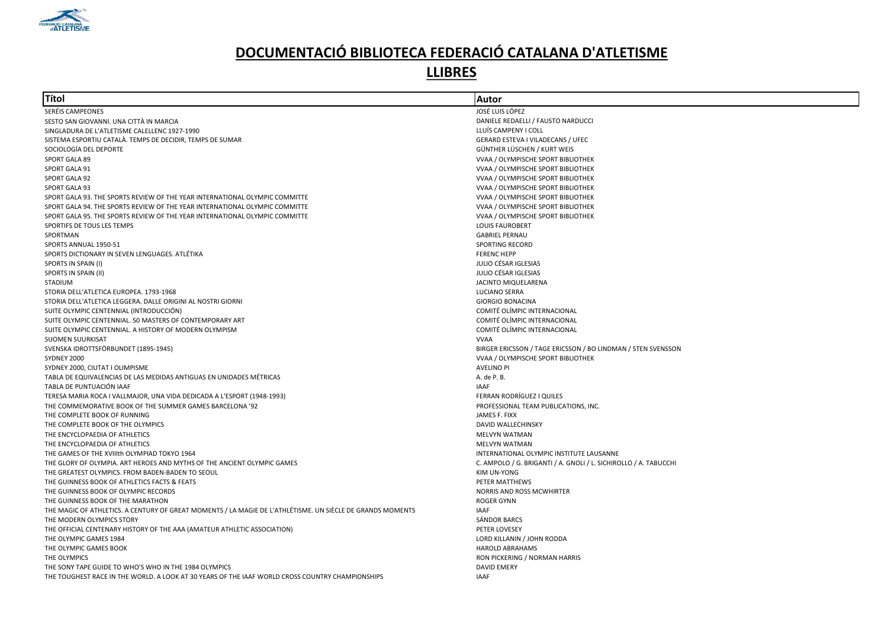# DOCUMENTACIÓ BIBLIOTECA FEDERACIÓ CATALANA D'ATLETISME

## LLIBRES

| Títol | Autor |
|---|---|
| SERÉIS CAMPEONES | JOSÉ LUIS LÓPEZ |
| SESTO SAN GIOVANNI. UNA CITTÀ IN MARCIA | DANIELE REDAELLI / FAUSTO NARDUCCI |
| SINGLADURA DE L'ATLETISME CALELLENC 1927-1990 | LLUÍS CAMPENY I COLL |
| SISTEMA ESPORTIU CATALÀ. TEMPS DE DECIDIR, TEMPS DE SUMAR | GERARD ESTEVA I VILADECANS / UFEC |
| SOCIOLOGÍA DEL DEPORTE | GÜNTHER LÜSCHEN / KURT WEIS |
| SPORT GALA 89 | VVAA / OLYMPISCHE SPORT BIBLIOTHEK |
| SPORT GALA 91 | VVAA / OLYMPISCHE SPORT BIBLIOTHEK |
| SPORT GALA 92 | VVAA / OLYMPISCHE SPORT BIBLIOTHEK |
| SPORT GALA 93 | VVAA / OLYMPISCHE SPORT BIBLIOTHEK |
| SPORT GALA 93. THE SPORTS REVIEW OF THE YEAR INTERNATIONAL OLYMPIC COMMITTE | VVAA / OLYMPISCHE SPORT BIBLIOTHEK |
| SPORT GALA 94. THE SPORTS REVIEW OF THE YEAR INTERNATIONAL OLYMPIC COMMITTE | VVAA / OLYMPISCHE SPORT BIBLIOTHEK |
| SPORT GALA 95. THE SPORTS REVIEW OF THE YEAR INTERNATIONAL OLYMPIC COMMITTE | VVAA / OLYMPISCHE SPORT BIBLIOTHEK |
| SPORTIFS DE TOUS LES TEMPS | LOUIS FAUROBERT |
| SPORTMAN | GABRIEL PERNAU |
| SPORTS ANNUAL 1950-51 | SPORTING RECORD |
| SPORTS DICTIONARY IN SEVEN LENGUAGES. ATLÉTIKA | FERENC HEPP |
| SPORTS IN SPAIN (I) | JULIO CÉSAR IGLESIAS |
| SPORTS IN SPAIN (II) | JULIO CÉSAR IGLESIAS |
| STADIUM | JACINTO MIQUELARENA |
| STORIA DELL'ATLETICA EUROPEA. 1793-1968 | LUCIANO SERRA |
| STORIA DELL'ATLETICA LEGGERA. DALLE ORIGINI AL NOSTRI GIORNI | GIORGIO BONACINA |
| SUITE OLYMPIC CENTENNIAL (INTRODUCCIÓN) | COMITÉ OLÍMPIC INTERNACIONAL |
| SUITE OLYMPIC CENTENNIAL. 50 MASTERS OF CONTEMPORARY ART | COMITÉ OLÍMPIC INTERNACIONAL |
| SUITE OLYMPIC CENTENNIAL. A HISTORY OF MODERN OLYMPISM | COMITÉ OLÍMPIC INTERNACIONAL |
| SUOMEN SUURKISAT | VVAA |
| SVENSKA IDROTTSFÖRBUNDET (1895-1945) | BIRGER ERICSSON / TAGE ERICSSON / BO LINDMAN / STEN SVENSSON |
| SYDNEY 2000 | VVAA / OLYMPISCHE SPORT BIBLIOTHEK |
| SYDNEY 2000, CIUTAT I OLIMPISME | AVELINO PI |
| TABLA DE EQUIVALENCIAS DE LAS MEDIDAS ANTIGUAS EN UNIDADES MÉTRICAS | A. de P. B. |
| TABLA DE PUNTUACIÓN IAAF | IAAF |
| TERESA MARIA ROCA I VALLMAJOR, UNA VIDA DEDICADA A L'ESPORT (1948-1993) | FERRAN RODRÍGUEZ I QUILES |
| THE COMMEMORATIVE BOOK OF THE SUMMER GAMES BARCELONA '92 | PROFESSIONAL TEAM PUBLICATIONS, INC. |
| THE COMPLETE BOOK OF RUNNING | JAMES F. FIXX |
| THE COMPLETE BOOK OF THE OLYMPICS | DAVID WALLECHINSKY |
| THE ENCYCLOPAEDIA OF ATHLETICS | MELVYN WATMAN |
| THE ENCYCLOPAEDIA OF ATHLETICS | MELVYN WATMAN |
| THE GAMES OF THE XVIIIth OLYMPIAD TOKYO 1964 | INTERNATIONAL OLYMPIC INSTITUTE LAUSANNE |
| THE GLORY OF OLYMPIA. ART HEROES AND MYTHS OF THE ANCIENT OLYMPIC GAMES | C. AMPOLO / G. BRIGANTI / A. GNOLI / L. SICHIROLLO / A. TABUCCHI |
| THE GREATEST OLYMPICS. FROM BADEN-BADEN TO SEOUL | KIM UN-YONG |
| THE GUINNESS BOOK OF ATHLETICS FACTS & FEATS | PETER MATTHEWS |
| THE GUINNESS BOOK OF OLYMPIC RECORDS | NORRIS AND ROSS MCWHIRTER |
| THE GUINNESS BOOK OF THE MARATHON | ROGER GYNN |
| THE MAGIC OF ATHLETICS. A CENTURY OF GREAT MOMENTS / LA MAGIE DE L'ATHLÉTISME. UN SIÈCLE DE GRANDS MOMENTS | IAAF |
| THE MODERN OLYMPICS STORY | SÁNDOR BARCS |
| THE OFFICIAL CENTENARY HISTORY OF THE AAA (AMATEUR ATHLETIC ASSOCIATION) | PETER LOVESEY |
| THE OLYMPIC GAMES 1984 | LORD KILLANIN / JOHN RODDA |
| THE OLYMPIC GAMES BOOK | HAROLD ABRAHAMS |
| THE OLYMPICS | RON PICKERING / NORMAN HARRIS |
| THE SONY TAPE GUIDE TO WHO'S WHO IN THE 1984 OLYMPICS | DAVID EMERY |
| THE TOUGHEST RACE IN THE WORLD. A LOOK AT 30 YEARS OF THE IAAF WORLD CROSS COUNTRY CHAMPIONSHIPS | IAAF |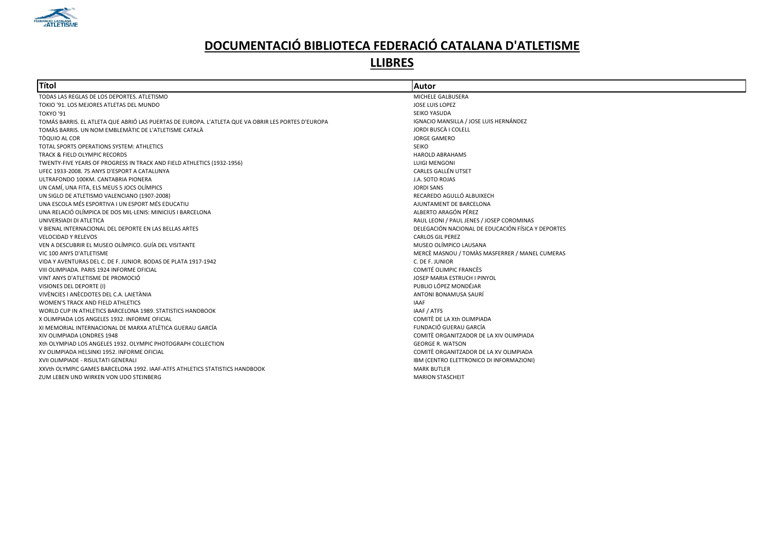# DOCUMENTACIÓ BIBLIOTECA FEDERACIÓ CATALANA D'ATLETISME

## LLIBRES

| Títol | Autor |
|---|---|
| TODAS LAS REGLAS DE LOS DEPORTES. ATLETISMO | MICHELE GALBUSERA |
| TOKIO '91. LOS MEJORES ATLETAS DEL MUNDO | JOSE LUIS LOPEZ |
| TOKYO '91 | SEIKO YASUDA |
| TOMÁS BARRIS. EL ATLETA QUE ABRIÓ LAS PUERTAS DE EUROPA. L'ATLETA QUE VA OBRIR LES PORTES D'EUROPA | IGNACIO MANSILLA / JOSE LUIS HERNÁNDEZ |
| TOMÀS BARRIS. UN NOM EMBLEMÀTIC DE L'ATLETISME CATALÀ | JORDI BUSCÀ I COLELL |
| TÒQUIO AL COR | JORGE GAMERO |
| TOTAL SPORTS OPERATIONS SYSTEM: ATHLETICS | SEIKO |
| TRACK & FIELD OLYMPIC RECORDS | HAROLD ABRAHAMS |
| TWENTY-FIVE YEARS OF PROGRESS IN TRACK AND FIELD ATHLETICS (1932-1956) | LUIGI MENGONI |
| UFEC 1933-2008. 75 ANYS D'ESPORT A CATALUNYA | CARLES GALLÉN UTSET |
| ULTRAFONDO 100KM. CANTABRIA PIONERA | J.A. SOTO ROJAS |
| UN CAMÍ, UNA FITA, ELS MEUS 5 JOCS OLÍMPICS | JORDI SANS |
| UN SIGLO DE ATLETISMO VALENCIANO (1907-2008) | RECAREDO AGULLÓ ALBUIXECH |
| UNA ESCOLA MÉS ESPORTIVA I UN ESPORT MÉS EDUCATIU | AJUNTAMENT DE BARCELONA |
| UNA RELACIÓ OLÍMPICA DE DOS MIL·LENIS: MINICIUS I BARCELONA | ALBERTO ARAGÓN PÉREZ |
| UNIVERSIADI DI ATLETICA | RAUL LEONI / PAUL JENES / JOSEP COROMINAS |
| V BIENAL INTERNACIONAL DEL DEPORTE EN LAS BELLAS ARTES | DELEGACIÓN NACIONAL DE EDUCACIÓN FÍSICA Y DEPORTES |
| VELOCIDAD Y RELEVOS | CARLOS GIL PEREZ |
| VEN A DESCUBRIR EL MUSEO OLÍMPICO. GUÍA DEL VISITANTE | MUSEO OLÍMPICO LAUSANA |
| VIC 100 ANYS D'ATLETISME | MERCÈ MASNOU / TOMÀS MASFERRER / MANEL CUMERAS |
| VIDA Y AVENTURAS DEL C. DE F. JUNIOR. BODAS DE PLATA 1917-1942 | C. DE F. JUNIOR |
| VIII OLIMPIADA. PARIS 1924 INFORME OFICIAL | COMITÉ OLIMPIC FRANCÈS |
| VINT ANYS D'ATLETISME DE PROMOCIÓ | JOSEP MARIA ESTRUCH I PINYOL |
| VISIONES DEL DEPORTE (I) | PUBLIO LÓPEZ MONDÉJAR |
| VIVÈNCIES I ANÈCDOTES DEL C.A. LAIETÀNIA | ANTONI BONAMUSA SAURÍ |
| WOMEN'S TRACK AND FIELD ATHLETICS | IAAF |
| WORLD CUP IN ATHLETICS BARCELONA 1989. STATISTICS HANDBOOK | IAAF / ATFS |
| X OLIMPIADA LOS ANGELES 1932. INFORME OFICIAL | COMITÈ DE LA Xth OLIMPIADA |
| XI MEMORIAL INTERNACIONAL DE MARXA ATLÈTICA GUERAU GARCÍA | FUNDACIÓ GUERAU GARCÍA |
| XIV OLIMPIADA LONDRES 1948 | COMITÈ ORGANITZADOR DE LA XIV OLIMPIADA |
| Xth OLYMPIAD LOS ANGELES 1932. OLYMPIC PHOTOGRAPH COLLECTION | GEORGE R. WATSON |
| XV OLIMPIADA HELSINKI 1952. INFORME OFICIAL | COMITÈ ORGANITZADOR DE LA XV OLIMPIADA |
| XVII OLIMPIADE - RISULTATI GENERALI | IBM (CENTRO ELETTRONICO DI INFORMAZIONI) |
| XXVth OLYMPIC GAMES BARCELONA 1992. IAAF-ATFS ATHLETICS STATISTICS HANDBOOK | MARK BUTLER |
| ZUM LEBEN UND WIRKEN VON UDO STEINBERG | MARION STASCHEIT |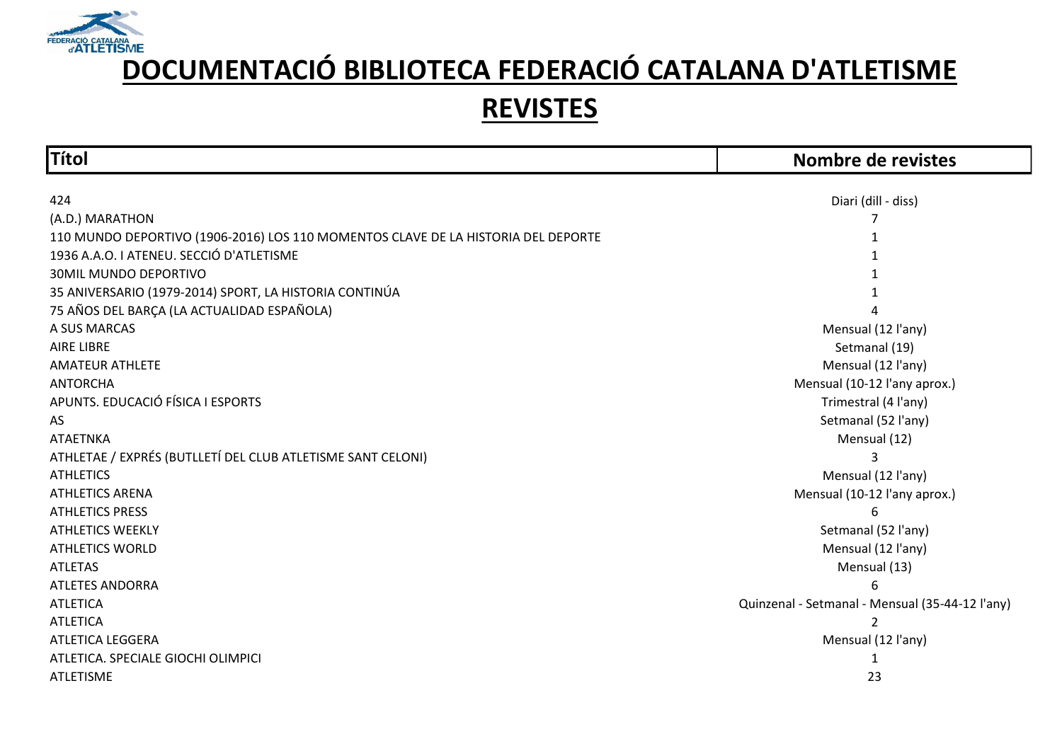# DOCUMENTACIÓ BIBLIOTECA FEDERACIÓ CATALANA D'ATLETISME

## REVISTES

| Títol | Nombre de revistes |
|---|---|
| 424 | Diari (dill - diss) |
| (A.D.) MARATHON | 7 |
| 110 MUNDO DEPORTIVO (1906-2016) LOS 110 MOMENTOS CLAVE DE LA HISTORIA DEL DEPORTE | 1 |
| 1936 A.A.O. I ATENEU. SECCIÓ D'ATLETISME | 1 |
| 30MIL MUNDO DEPORTIVO | 1 |
| 35 ANIVERSARIO (1979-2014) SPORT, LA HISTORIA CONTINÚA | 1 |
| 75 AÑOS DEL BARÇA (LA ACTUALIDAD ESPAÑOLA) | 4 |
| A SUS MARCAS | Mensual (12 l'any) |
| AIRE LIBRE | Setmanal (19) |
| AMATEUR ATHLETE | Mensual (12 l'any) |
| ANTORCHA | Mensual (10-12 l'any aprox.) |
| APUNTS. EDUCACIÓ FÍSICA I ESPORTS | Trimestral (4 l'any) |
| AS | Setmanal (52 l'any) |
| ATAETNKA | Mensual (12) |
| ATHLETAE / EXPRÉS (BUTLLETÍ DEL CLUB ATLETISME SANT CELONI) | 3 |
| ATHLETICS | Mensual (12 l'any) |
| ATHLETICS ARENA | Mensual (10-12 l'any aprox.) |
| ATHLETICS PRESS | 6 |
| ATHLETICS WEEKLY | Setmanal (52 l'any) |
| ATHLETICS WORLD | Mensual (12 l'any) |
| ATLETAS | Mensual (13) |
| ATLETES ANDORRA | 6 |
| ATLETICA | Quinzenal - Setmanal - Mensual (35-44-12 l'any) |
| ATLETICA | 2 |
| ATLETICA LEGGERA | Mensual (12 l'any) |
| ATLETICA. SPECIALE GIOCHI OLIMPICI | 1 |
| ATLETISME | 23 |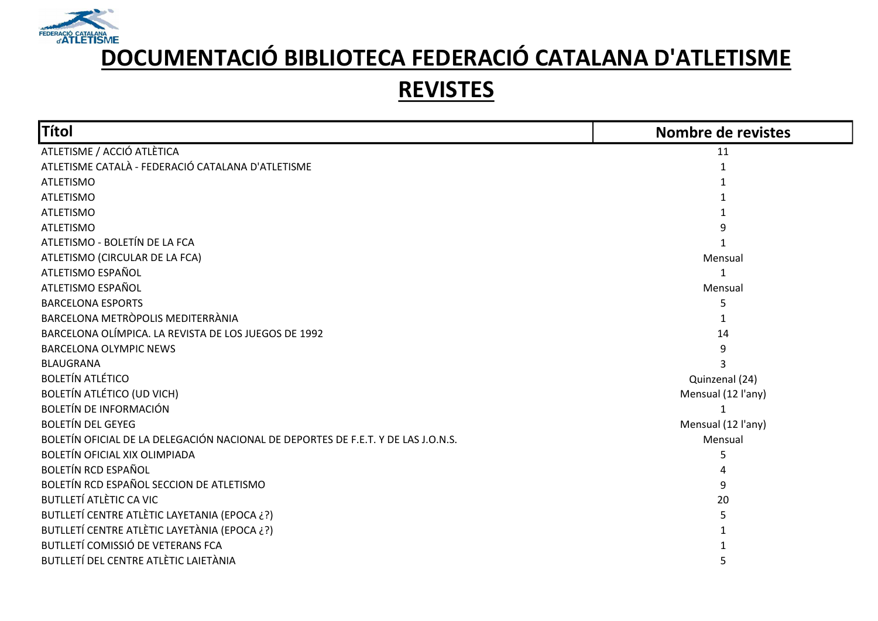# DOCUMENTACIÓ BIBLIOTECA FEDERACIÓ CATALANA D'ATLETISME

## REVISTES

| Títol | Nombre de revistes |
|---|---|
| ATLETISME / ACCIÓ ATLÈTICA | 11 |
| ATLETISME CATALÀ - FEDERACIÓ CATALANA D'ATLETISME | 1 |
| ATLETISMO | 1 |
| ATLETISMO | 1 |
| ATLETISMO | 1 |
| ATLETISMO | 9 |
| ATLETISMO - BOLETÍN DE LA FCA | 1 |
| ATLETISMO (CIRCULAR DE LA FCA) | Mensual |
| ATLETISMO ESPAÑOL | 1 |
| ATLETISMO ESPAÑOL | Mensual |
| BARCELONA ESPORTS | 5 |
| BARCELONA METRÒPOLIS MEDITERRÀNIA | 1 |
| BARCELONA OLÍMPICA. LA REVISTA DE LOS JUEGOS DE 1992 | 14 |
| BARCELONA OLYMPIC NEWS | 9 |
| BLAUGRANA | 3 |
| BOLETÍN ATLÉTICO | Quinzenal (24) |
| BOLETÍN ATLÉTICO (UD VICH) | Mensual (12 l'any) |
| BOLETÍN DE INFORMACIÓN | 1 |
| BOLETÍN DEL GEYEG | Mensual (12 l'any) |
| BOLETÍN OFICIAL DE LA DELEGACIÓN NACIONAL DE DEPORTES DE F.E.T. Y DE LAS J.O.N.S. | Mensual |
| BOLETÍN OFICIAL XIX OLIMPIADA | 5 |
| BOLETÍN RCD ESPAÑOL | 4 |
| BOLETÍN RCD ESPAÑOL SECCION DE ATLETISMO | 9 |
| BUTLLETÍ ATLÈTIC CA VIC | 20 |
| BUTLLETÍ CENTRE ATLÈTIC LAYETANIA (EPOCA ¿?) | 5 |
| BUTLLETÍ CENTRE ATLÈTIC LAYETÀNIA (EPOCA ¿?) | 1 |
| BUTLLETÍ COMISSIÓ DE VETERANS FCA | 1 |
| BUTLLETÍ DEL CENTRE ATLÈTIC LAIETÀNIA | 5 |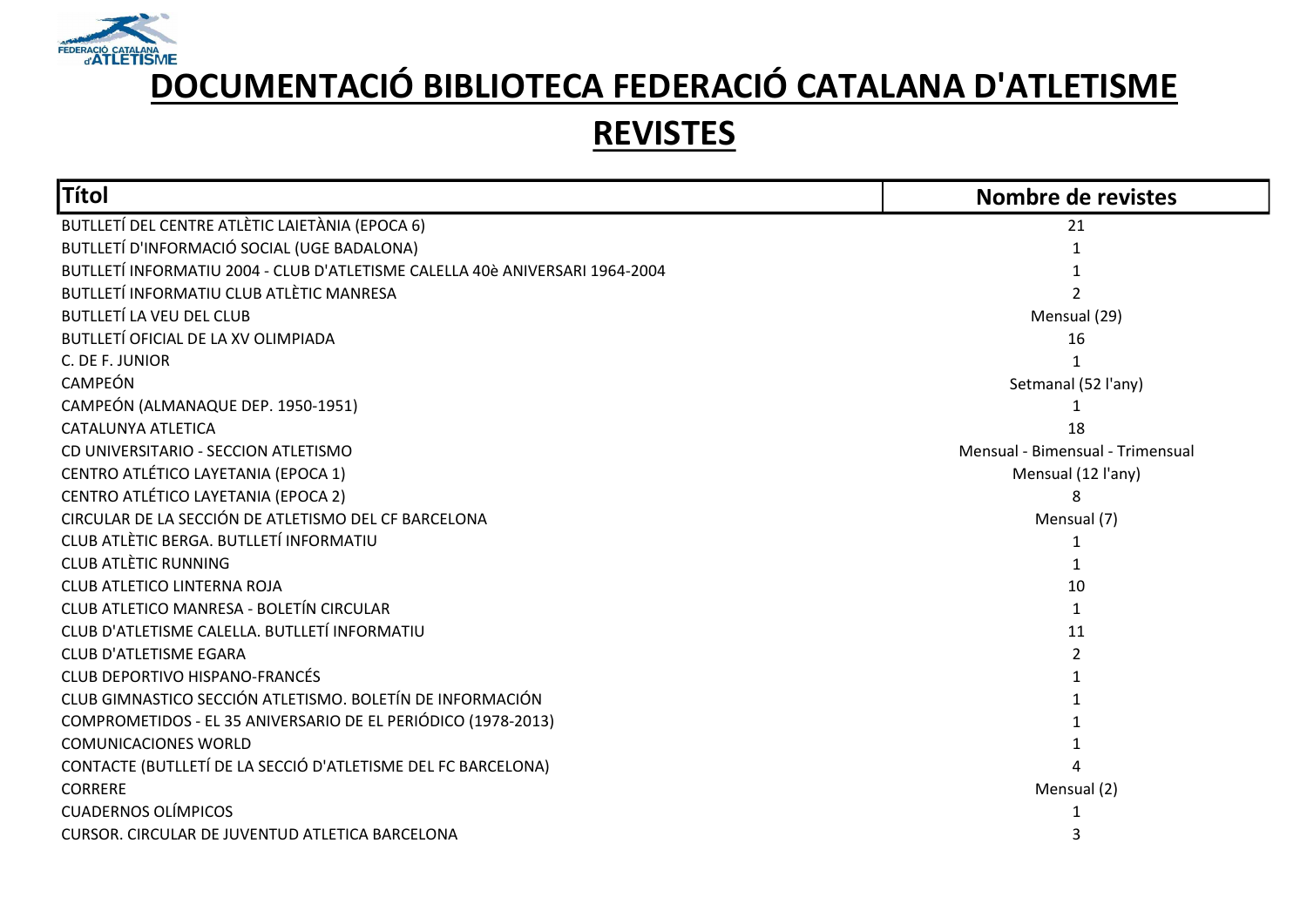# DOCUMENTACIÓ BIBLIOTECA FEDERACIÓ CATALANA D'ATLETISME

## REVISTES

| Títol | Nombre de revistes |
|---|---|
| BUTLLETÍ DEL CENTRE ATLÈTIC LAIETÀNIA (EPOCA 6) | 21 |
| BUTLLETÍ D'INFORMACIÓ SOCIAL (UGE BADALONA) | 1 |
| BUTLLETÍ INFORMATIU 2004 - CLUB D'ATLETISME CALELLA 40è ANIVERSARI 1964-2004 | 1 |
| BUTLLETÍ INFORMATIU CLUB ATLÈTIC MANRESA | 2 |
| BUTLLETÍ LA VEU DEL CLUB | Mensual (29) |
| BUTLLETÍ OFICIAL DE LA XV OLIMPIADA | 16 |
| C. DE F. JUNIOR | 1 |
| CAMPEÓN | Setmanal (52 l'any) |
| CAMPEÓN (ALMANAQUE DEP. 1950-1951) | 1 |
| CATALUNYA ATLETICA | 18 |
| CD UNIVERSITARIO - SECCION ATLETISMO | Mensual - Bimensual - Trimensual |
| CENTRO ATLÉTICO LAYETANIA (EPOCA 1) | Mensual (12 l'any) |
| CENTRO ATLÉTICO LAYETANIA (EPOCA 2) | 8 |
| CIRCULAR DE LA SECCIÓN DE ATLETISMO DEL CF BARCELONA | Mensual (7) |
| CLUB ATLÈTIC BERGA. BUTLLETÍ INFORMATIU | 1 |
| CLUB ATLÈTIC RUNNING | 1 |
| CLUB ATLETICO LINTERNA ROJA | 10 |
| CLUB ATLETICO MANRESA - BOLETÍN CIRCULAR | 1 |
| CLUB D'ATLETISME CALELLA. BUTLLETÍ INFORMATIU | 11 |
| CLUB D'ATLETISME EGARA | 2 |
| CLUB DEPORTIVO HISPANO-FRANCÉS | 1 |
| CLUB GIMNASTICO SECCIÓN ATLETISMO. BOLETÍN DE INFORMACIÓN | 1 |
| COMPROMETIDOS - EL 35 ANIVERSARIO DE EL PERIÓDICO (1978-2013) | 1 |
| COMUNICACIONES WORLD | 1 |
| CONTACTE (BUTLLETÍ DE LA SECCIÓ D'ATLETISME DEL FC BARCELONA) | 4 |
| CORRERE | Mensual (2) |
| CUADERNOS OLÍMPICOS | 1 |
| CURSOR. CIRCULAR DE JUVENTUD ATLETICA BARCELONA | 3 |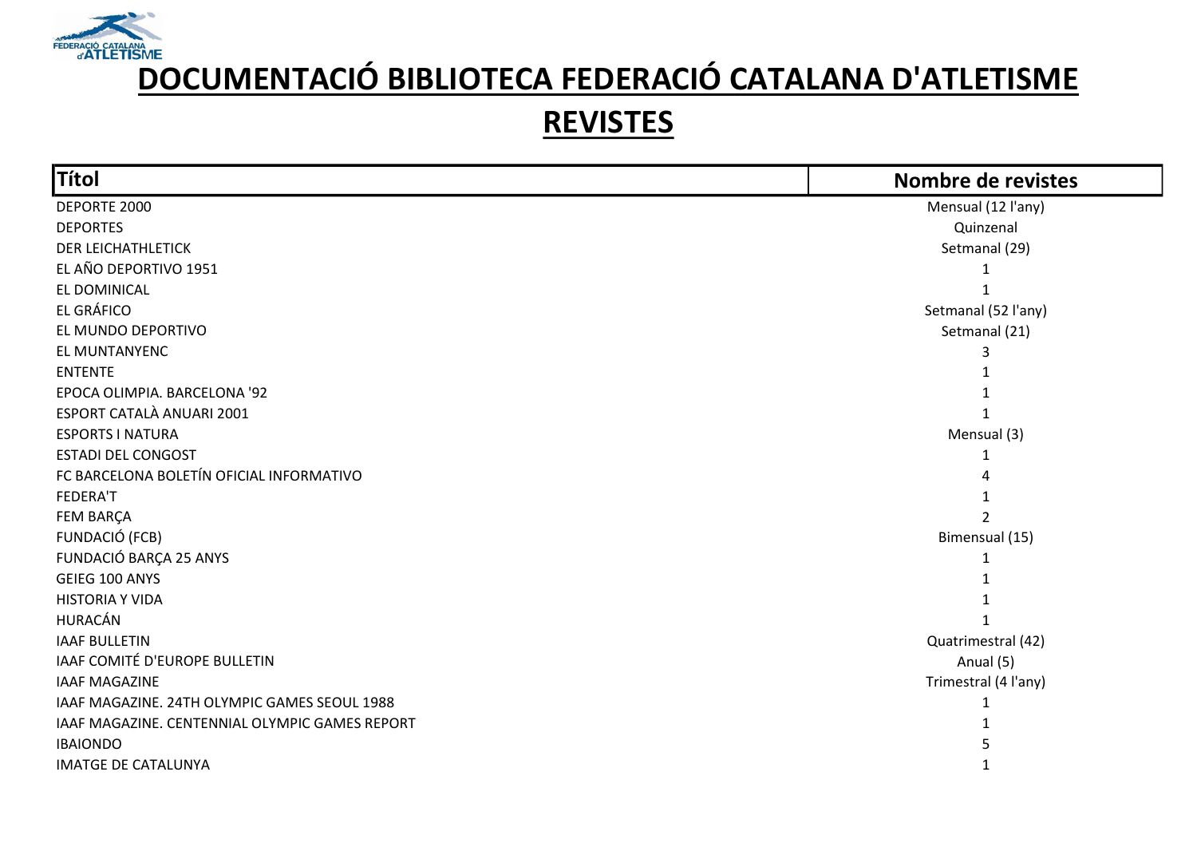# DOCUMENTACIÓ BIBLIOTECA FEDERACIÓ CATALANA D'ATLETISME

## REVISTES

| Títol | Nombre de revistes |
|---|---|
| DEPORTE 2000 | Mensual (12 l'any) |
| DEPORTES | Quinzenal |
| DER LEICHATHLETICK | Setmanal (29) |
| EL AÑO DEPORTIVO 1951 | 1 |
| EL DOMINICAL | 1 |
| EL GRÁFICO | Setmanal (52 l'any) |
| EL MUNDO DEPORTIVO | Setmanal (21) |
| EL MUNTANYENC | 3 |
| ENTENTE | 1 |
| EPOCA OLIMPIA. BARCELONA '92 | 1 |
| ESPORT CATALÀ ANUARI 2001 | 1 |
| ESPORTS I NATURA | Mensual (3) |
| ESTADI DEL CONGOST | 1 |
| FC BARCELONA BOLETÍN OFICIAL INFORMATIVO | 4 |
| FEDERA'T | 1 |
| FEM BARÇA | 2 |
| FUNDACIÓ (FCB) | Bimensual (15) |
| FUNDACIÓ BARÇA 25 ANYS | 1 |
| GEIEG 100 ANYS | 1 |
| HISTORIA Y VIDA | 1 |
| HURACÁN | 1 |
| IAAF BULLETIN | Quatrimestral (42) |
| IAAF COMITÉ D'EUROPE BULLETIN | Anual (5) |
| IAAF MAGAZINE | Trimestral (4 l'any) |
| IAAF MAGAZINE. 24TH OLYMPIC GAMES SEOUL 1988 | 1 |
| IAAF MAGAZINE. CENTENNIAL OLYMPIC GAMES REPORT | 1 |
| IBAIONDO | 5 |
| IMATGE DE CATALUNYA | 1 |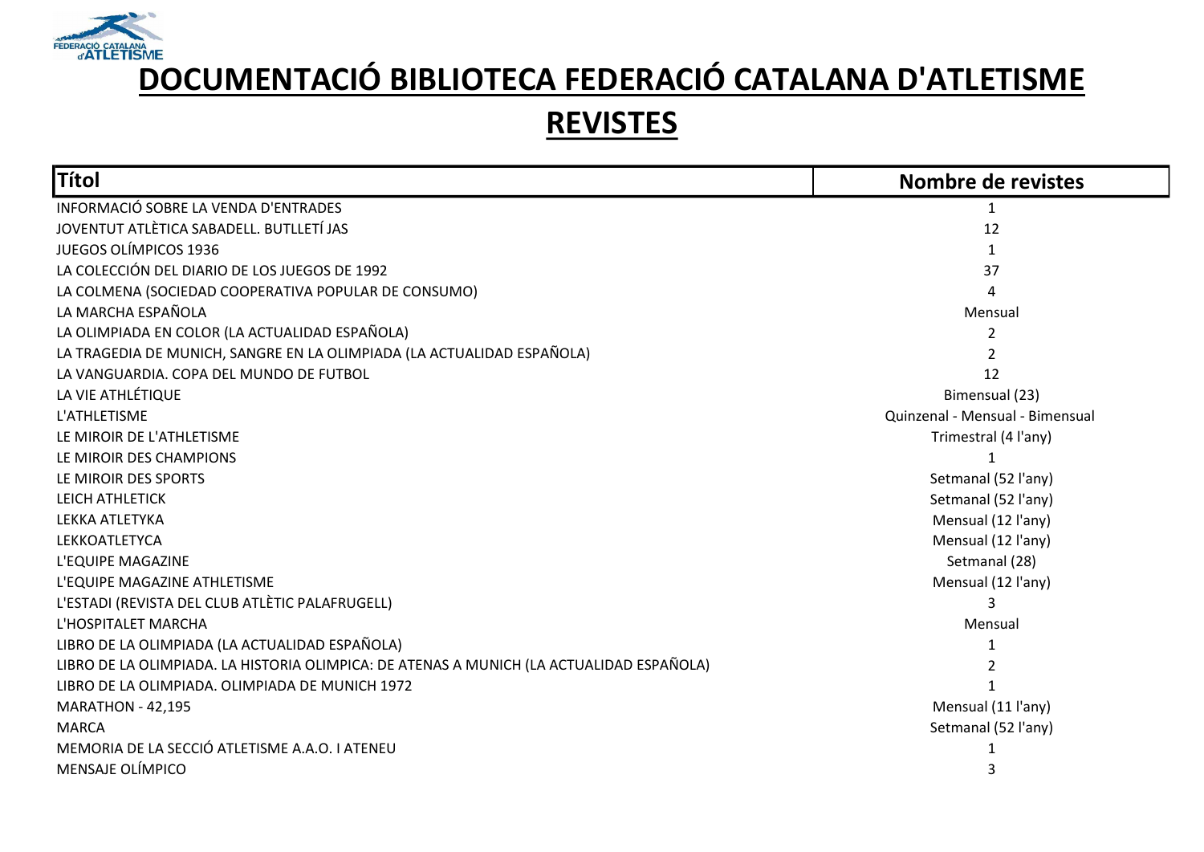# DOCUMENTACIÓ BIBLIOTECA FEDERACIÓ CATALANA D'ATLETISME

## REVISTES

| Títol | Nombre de revistes |
|---|---|
| INFORMACIÓ SOBRE LA VENDA D'ENTRADES | 1 |
| JOVENTUT ATLÈTICA SABADELL. BUTLLETÍ JAS | 12 |
| JUEGOS OLÍMPICOS 1936 | 1 |
| LA COLECCIÓN DEL DIARIO DE LOS JUEGOS DE 1992 | 37 |
| LA COLMENA (SOCIEDAD COOPERATIVA POPULAR DE CONSUMO) | 4 |
| LA MARCHA ESPAÑOLA | Mensual |
| LA OLIMPIADA EN COLOR (LA ACTUALIDAD ESPAÑOLA) | 2 |
| LA TRAGEDIA DE MUNICH, SANGRE EN LA OLIMPIADA (LA ACTUALIDAD ESPAÑOLA) | 2 |
| LA VANGUARDIA. COPA DEL MUNDO DE FUTBOL | 12 |
| LA VIE ATHLÉTIQUE | Bimensual (23) |
| L'ATHLETISME | Quinzenal - Mensual - Bimensual |
| LE MIROIR DE L'ATHLETISME | Trimestral (4 l'any) |
| LE MIROIR DES CHAMPIONS | 1 |
| LE MIROIR DES SPORTS | Setmanal (52 l'any) |
| LEICH ATHLETICK | Setmanal (52 l'any) |
| LEKKA ATLETYKA | Mensual (12 l'any) |
| LEKKOATLETYCA | Mensual (12 l'any) |
| L'EQUIPE MAGAZINE | Setmanal (28) |
| L'EQUIPE MAGAZINE ATHLETISME | Mensual (12 l'any) |
| L'ESTADI (REVISTA DEL CLUB ATLÈTIC PALAFRUGELL) | 3 |
| L'HOSPITALET MARCHA | Mensual |
| LIBRO DE LA OLIMPIADA (LA ACTUALIDAD ESPAÑOLA) | 1 |
| LIBRO DE LA OLIMPIADA. LA HISTORIA OLIMPICA: DE ATENAS A MUNICH (LA ACTUALIDAD ESPAÑOLA) | 2 |
| LIBRO DE LA OLIMPIADA. OLIMPIADA DE MUNICH 1972 | 1 |
| MARATHON - 42,195 | Mensual (11 l'any) |
| MARCA | Setmanal (52 l'any) |
| MEMORIA DE LA SECCIÓ ATLETISME A.A.O. I ATENEU | 1 |
| MENSAJE OLÍMPICO | 3 |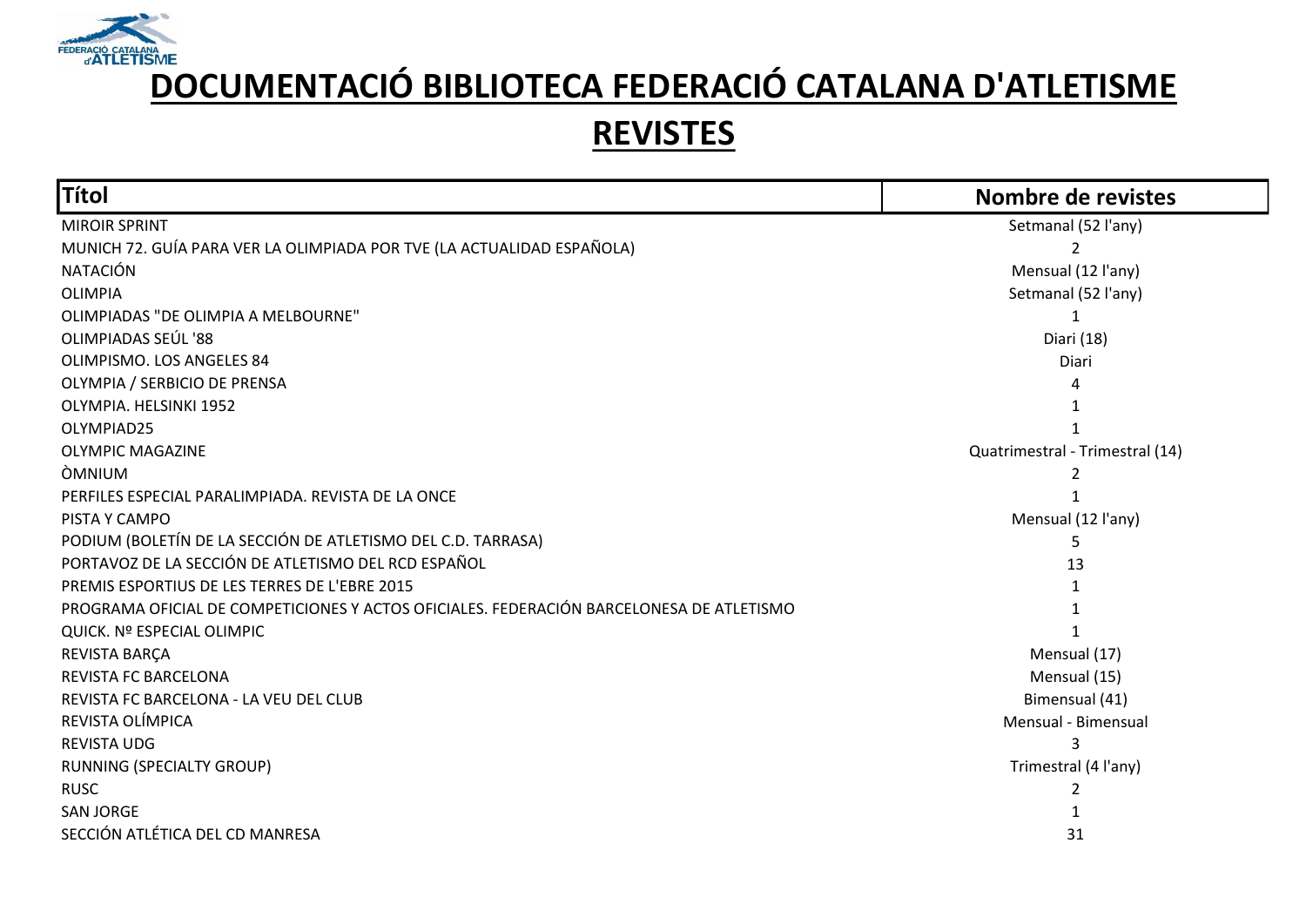# DOCUMENTACIÓ BIBLIOTECA FEDERACIÓ CATALANA D'ATLETISME

## REVISTES

| Títol | Nombre de revistes |
| --- | --- |
| MIROIR SPRINT | Setmanal (52 l'any) |
| MUNICH 72. GUÍA PARA VER LA OLIMPIADA POR TVE (LA ACTUALIDAD ESPAÑOLA) | 2 |
| NATACIÓN | Mensual (12 l'any) |
| OLIMPIA | Setmanal (52 l'any) |
| OLIMPIADAS "DE OLIMPIA A MELBOURNE" | 1 |
| OLIMPIADAS SEÚL '88 | Diari (18) |
| OLIMPISMO. LOS ANGELES 84 | Diari |
| OLYMPIA / SERBICIO DE PRENSA | 4 |
| OLYMPIA. HELSINKI 1952 | 1 |
| OLYMPIAD25 | 1 |
| OLYMPIC MAGAZINE | Quatrimestral - Trimestral (14) |
| ÒMNIUM | 2 |
| PERFILES ESPECIAL PARALIMPIADA. REVISTA DE LA ONCE | 1 |
| PISTA Y CAMPO | Mensual (12 l'any) |
| PODIUM (BOLETÍN DE LA SECCIÓN DE ATLETISMO DEL C.D. TARRASA) | 5 |
| PORTAVOZ DE LA SECCIÓN DE ATLETISMO DEL RCD ESPAÑOL | 13 |
| PREMIS ESPORTIUS DE LES TERRES DE L'EBRE 2015 | 1 |
| PROGRAMA OFICIAL DE COMPETICIONES Y ACTOS OFICIALES. FEDERACIÓN BARCELONESA DE ATLETISMO | 1 |
| QUICK. Nº ESPECIAL OLIMPIC | 1 |
| REVISTA BARÇA | Mensual (17) |
| REVISTA FC BARCELONA | Mensual (15) |
| REVISTA FC BARCELONA - LA VEU DEL CLUB | Bimensual (41) |
| REVISTA OLÍMPICA | Mensual - Bimensual |
| REVISTA UDG | 3 |
| RUNNING (SPECIALTY GROUP) | Trimestral (4 l'any) |
| RUSC | 2 |
| SAN JORGE | 1 |
| SECCIÓN ATLÉTICA DEL CD MANRESA | 31 |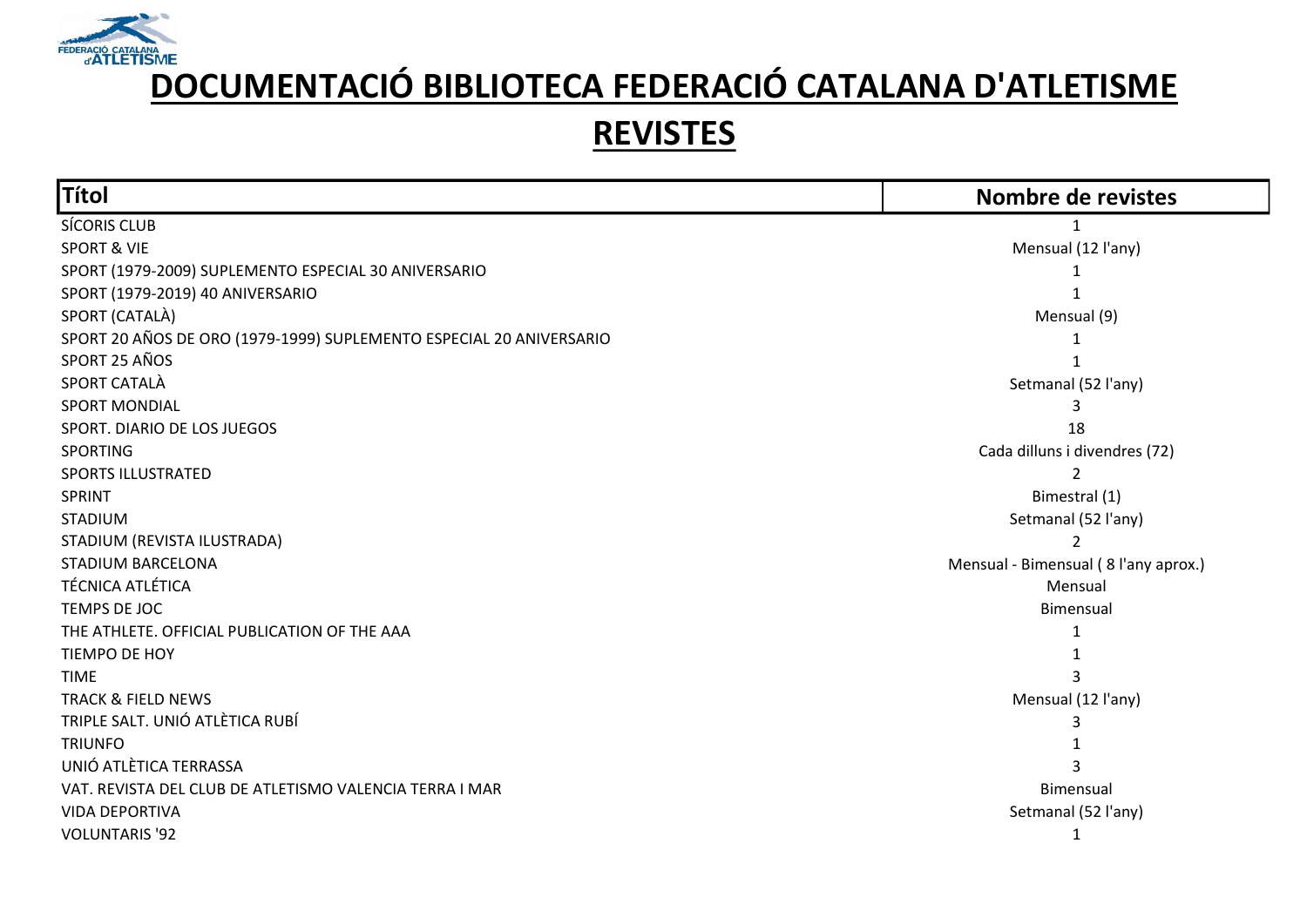# DOCUMENTACIÓ BIBLIOTECA FEDERACIÓ CATALANA D'ATLETISME

## REVISTES

| Títol | Nombre de revistes |
|---|---|
| SÍCORIS CLUB | 1 |
| SPORT & VIE | Mensual (12 l'any) |
| SPORT (1979-2009) SUPLEMENTO ESPECIAL 30 ANIVERSARIO | 1 |
| SPORT (1979-2019) 40 ANIVERSARIO | 1 |
| SPORT (CATALÀ) | Mensual (9) |
| SPORT 20 AÑOS DE ORO (1979-1999) SUPLEMENTO ESPECIAL 20 ANIVERSARIO | 1 |
| SPORT 25 AÑOS | 1 |
| SPORT CATALÀ | Setmanal (52 l'any) |
| SPORT MONDIAL | 3 |
| SPORT. DIARIO DE LOS JUEGOS | 18 |
| SPORTING | Cada dilluns i divendres (72) |
| SPORTS ILLUSTRATED | 2 |
| SPRINT | Bimestral (1) |
| STADIUM | Setmanal (52 l'any) |
| STADIUM (REVISTA ILUSTRADA) | 2 |
| STADIUM BARCELONA | Mensual - Bimensual ( 8 l'any aprox.) |
| TÉCNICA ATLÉTICA | Mensual |
| TEMPS DE JOC | Bimensual |
| THE ATHLETE. OFFICIAL PUBLICATION OF THE AAA | 1 |
| TIEMPO DE HOY | 1 |
| TIME | 3 |
| TRACK & FIELD NEWS | Mensual (12 l'any) |
| TRIPLE SALT. UNIÓ ATLÈTICA RUBÍ | 3 |
| TRIUNFO | 1 |
| UNIÓ ATLÈTICA TERRASSA | 3 |
| VAT. REVISTA DEL CLUB DE ATLETISMO VALENCIA TERRA I MAR | Bimensual |
| VIDA DEPORTIVA | Setmanal (52 l'any) |
| VOLUNTARIS '92 | 1 |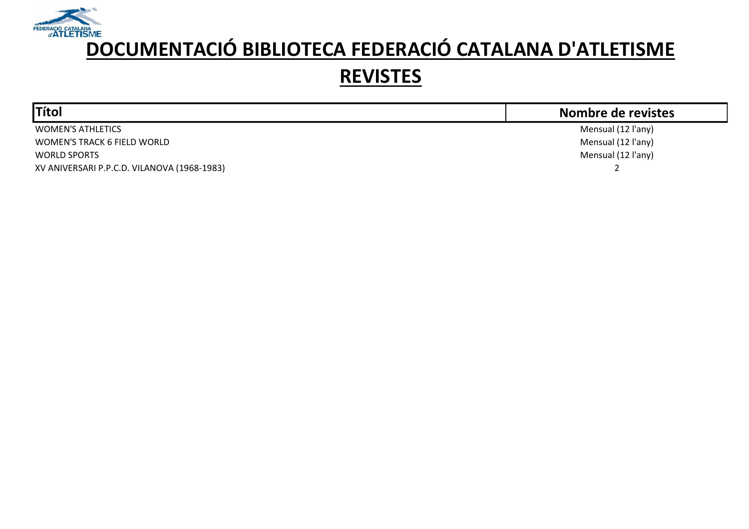# DOCUMENTACIÓ BIBLIOTECA FEDERACIÓ CATALANA D'ATLETISME

## REVISTES

| Títol | Nombre de revistes |
|---|---|
| WOMEN'S ATHLETICS | Mensual (12 l'any) |
| WOMEN'S TRACK 6 FIELD WORLD | Mensual (12 l'any) |
| WORLD SPORTS | Mensual (12 l'any) |
| XV ANIVERSARI P.P.C.D. VILANOVA (1968-1983) | 2 |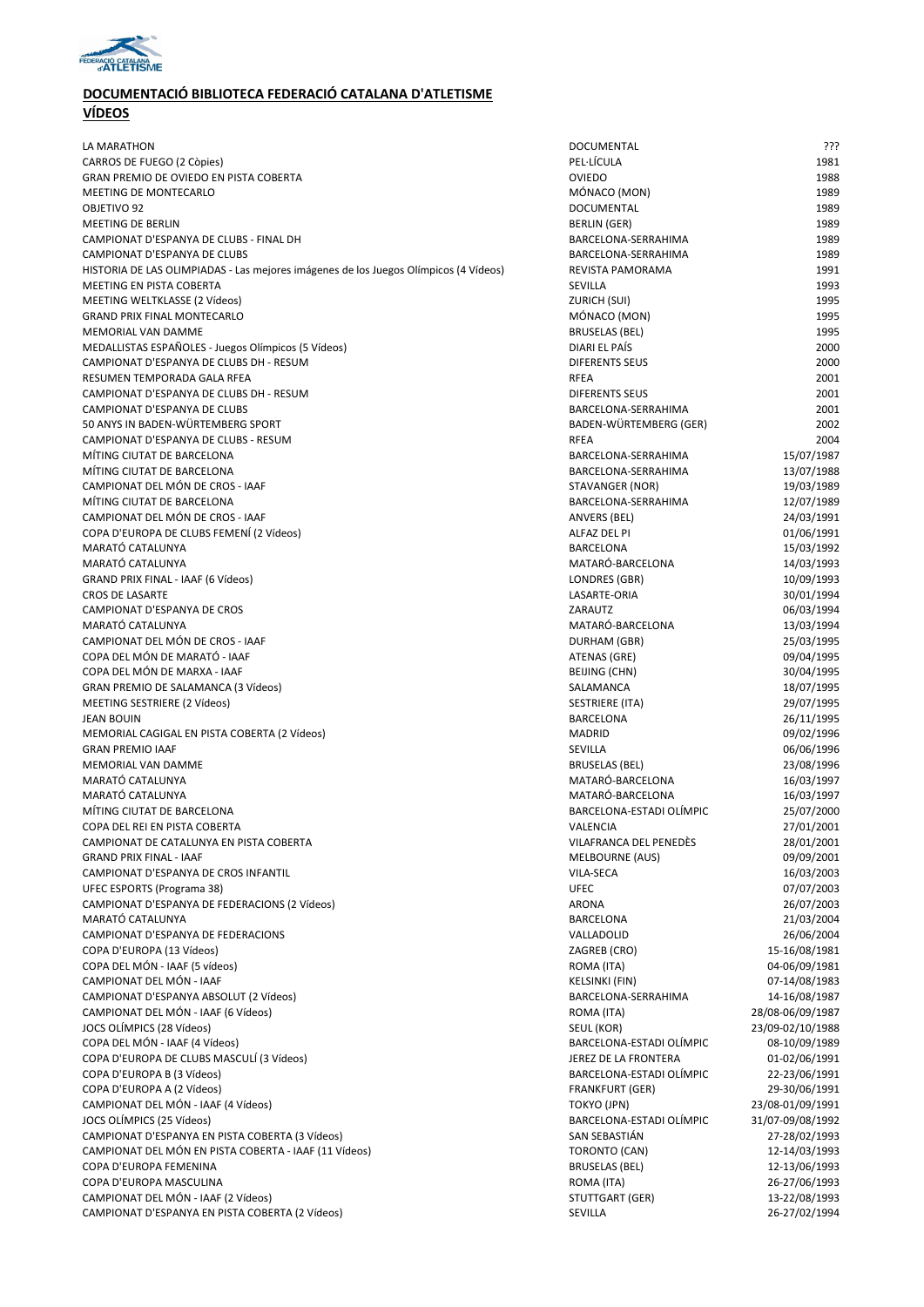## DOCUMENTACIÓ BIBLIOTECA FEDERACIÓ CATALANA D'ATLETISME

## VÍDEOS

| | | |
|---|---|---|
| LA MARATHON | DOCUMENTAL | ??? |
| CARROS DE FUEGO (2 Còpies) | PEL·LÍCULA | 1981 |
| GRAN PREMIO DE OVIEDO EN PISTA COBERTA | OVIEDO | 1988 |
| MEETING DE MONTECARLO | MÓNACO (MON) | 1989 |
| OBJETIVO 92 | DOCUMENTAL | 1989 |
| MEETING DE BERLIN | BERLIN (GER) | 1989 |
| CAMPIONAT D'ESPANYA DE CLUBS - FINAL DH | BARCELONA-SERRAHIMA | 1989 |
| CAMPIONAT D'ESPANYA DE CLUBS | BARCELONA-SERRAHIMA | 1989 |
| HISTORIA DE LAS OLIMPIADAS - Las mejores imágenes de los Juegos Olímpicos (4 Vídeos) | REVISTA PAMORAMA | 1991 |
| MEETING EN PISTA COBERTA | SEVILLA | 1993 |
| MEETING WELTKLASSE (2 Vídeos) | ZURICH (SUI) | 1995 |
| GRAND PRIX FINAL MONTECARLO | MÓNACO (MON) | 1995 |
| MEMORIAL VAN DAMME | BRUSELAS (BEL) | 1995 |
| MEDALLISTAS ESPAÑOLES - Juegos Olímpicos (5 Vídeos) | DIARI EL PAÍS | 2000 |
| CAMPIONAT D'ESPANYA DE CLUBS DH - RESUM | DIFERENTS SEUS | 2000 |
| RESUMEN TEMPORADA GALA RFEA | RFEA | 2001 |
| CAMPIONAT D'ESPANYA DE CLUBS DH - RESUM | DIFERENTS SEUS | 2001 |
| CAMPIONAT D'ESPANYA DE CLUBS | BARCELONA-SERRAHIMA | 2001 |
| 50 ANYS IN BADEN-WÜRTEMBERG SPORT | BADEN-WÜRTEMBERG (GER) | 2002 |
| CAMPIONAT D'ESPANYA DE CLUBS - RESUM | RFEA | 2004 |
| MÍTING CIUTAT DE BARCELONA | BARCELONA-SERRAHIMA | 15/07/1987 |
| MÍTING CIUTAT DE BARCELONA | BARCELONA-SERRAHIMA | 13/07/1988 |
| CAMPIONAT DEL MÓN DE CROS - IAAF | STAVANGER (NOR) | 19/03/1989 |
| MÍTING CIUTAT DE BARCELONA | BARCELONA-SERRAHIMA | 12/07/1989 |
| CAMPIONAT DEL MÓN DE CROS - IAAF | ANVERS (BEL) | 24/03/1991 |
| COPA D'EUROPA DE CLUBS FEMENÍ (2 Vídeos) | ALFAZ DEL PI | 01/06/1991 |
| MARATÓ CATALUNYA | BARCELONA | 15/03/1992 |
| MARATÓ CATALUNYA | MATARÓ-BARCELONA | 14/03/1993 |
| GRAND PRIX FINAL - IAAF (6 Vídeos) | LONDRES (GBR) | 10/09/1993 |
| CROS DE LASARTE | LASARTE-ORIA | 30/01/1994 |
| CAMPIONAT D'ESPANYA DE CROS | ZARAUTZ | 06/03/1994 |
| MARATÓ CATALUNYA | MATARÓ-BARCELONA | 13/03/1994 |
| CAMPIONAT DEL MÓN DE CROS - IAAF | DURHAM (GBR) | 25/03/1995 |
| COPA DEL MÓN DE MARATÓ - IAAF | ATENAS (GRE) | 09/04/1995 |
| COPA DEL MÓN DE MARXA - IAAF | BEIJING (CHN) | 30/04/1995 |
| GRAN PREMIO DE SALAMANCA (3 Vídeos) | SALAMANCA | 18/07/1995 |
| MEETING SESTRIERE (2 Vídeos) | SESTRIERE (ITA) | 29/07/1995 |
| JEAN BOUIN | BARCELONA | 26/11/1995 |
| MEMORIAL CAGIGAL EN PISTA COBERTA (2 Vídeos) | MADRID | 09/02/1996 |
| GRAN PREMIO IAAF | SEVILLA | 06/06/1996 |
| MEMORIAL VAN DAMME | BRUSELAS (BEL) | 23/08/1996 |
| MARATÓ CATALUNYA | MATARÓ-BARCELONA | 16/03/1997 |
| MARATÓ CATALUNYA | MATARÓ-BARCELONA | 16/03/1997 |
| MÍTING CIUTAT DE BARCELONA | BARCELONA-ESTADI OLÍMPIC | 25/07/2000 |
| COPA DEL REI EN PISTA COBERTA | VALENCIA | 27/01/2001 |
| CAMPIONAT DE CATALUNYA EN PISTA COBERTA | VILAFRANCA DEL PENEDÈS | 28/01/2001 |
| GRAND PRIX FINAL - IAAF | MELBOURNE (AUS) | 09/09/2001 |
| CAMPIONAT D'ESPANYA DE CROS INFANTIL | VILA-SECA | 16/03/2003 |
| UFEC ESPORTS (Programa 38) | UFEC | 07/07/2003 |
| CAMPIONAT D'ESPANYA DE FEDERACIONS (2 Vídeos) | ARONA | 26/07/2003 |
| MARATÓ CATALUNYA | BARCELONA | 21/03/2004 |
| CAMPIONAT D'ESPANYA DE FEDERACIONS | VALLADOLID | 26/06/2004 |
| COPA D'EUROPA (13 Vídeos) | ZAGREB (CRO) | 15-16/08/1981 |
| COPA DEL MÓN - IAAF (5 vídeos) | ROMA (ITA) | 04-06/09/1981 |
| CAMPIONAT DEL MÓN - IAAF | KELSINKI (FIN) | 07-14/08/1983 |
| CAMPIONAT D'ESPANYA ABSOLUT (2 Vídeos) | BARCELONA-SERRAHIMA | 14-16/08/1987 |
| CAMPIONAT DEL MÓN - IAAF (6 Vídeos) | ROMA (ITA) | 28/08-06/09/1987 |
| JOCS OLÍMPICS (28 Vídeos) | SEUL (KOR) | 23/09-02/10/1988 |
| COPA DEL MÓN - IAAF (4 Vídeos) | BARCELONA-ESTADI OLÍMPIC | 08-10/09/1989 |
| COPA D'EUROPA DE CLUBS MASCULÍ (3 Vídeos) | JEREZ DE LA FRONTERA | 01-02/06/1991 |
| COPA D'EUROPA B (3 Vídeos) | BARCELONA-ESTADI OLÍMPIC | 22-23/06/1991 |
| COPA D'EUROPA A (2 Vídeos) | FRANKFURT (GER) | 29-30/06/1991 |
| CAMPIONAT DEL MÓN - IAAF (4 Vídeos) | TOKYO (JPN) | 23/08-01/09/1991 |
| JOCS OLÍMPICS (25 Vídeos) | BARCELONA-ESTADI OLÍMPIC | 31/07-09/08/1992 |
| CAMPIONAT D'ESPANYA EN PISTA COBERTA (3 Vídeos) | SAN SEBASTIÁN | 27-28/02/1993 |
| CAMPIONAT DEL MÓN EN PISTA COBERTA - IAAF (11 Vídeos) | TORONTO (CAN) | 12-14/03/1993 |
| COPA D'EUROPA FEMENINA | BRUSELAS (BEL) | 12-13/06/1993 |
| COPA D'EUROPA MASCULINA | ROMA (ITA) | 26-27/06/1993 |
| CAMPIONAT DEL MÓN - IAAF (2 Vídeos) | STUTTGART (GER) | 13-22/08/1993 |
| CAMPIONAT D'ESPANYA EN PISTA COBERTA (2 Vídeos) | SEVILLA | 26-27/02/1994 |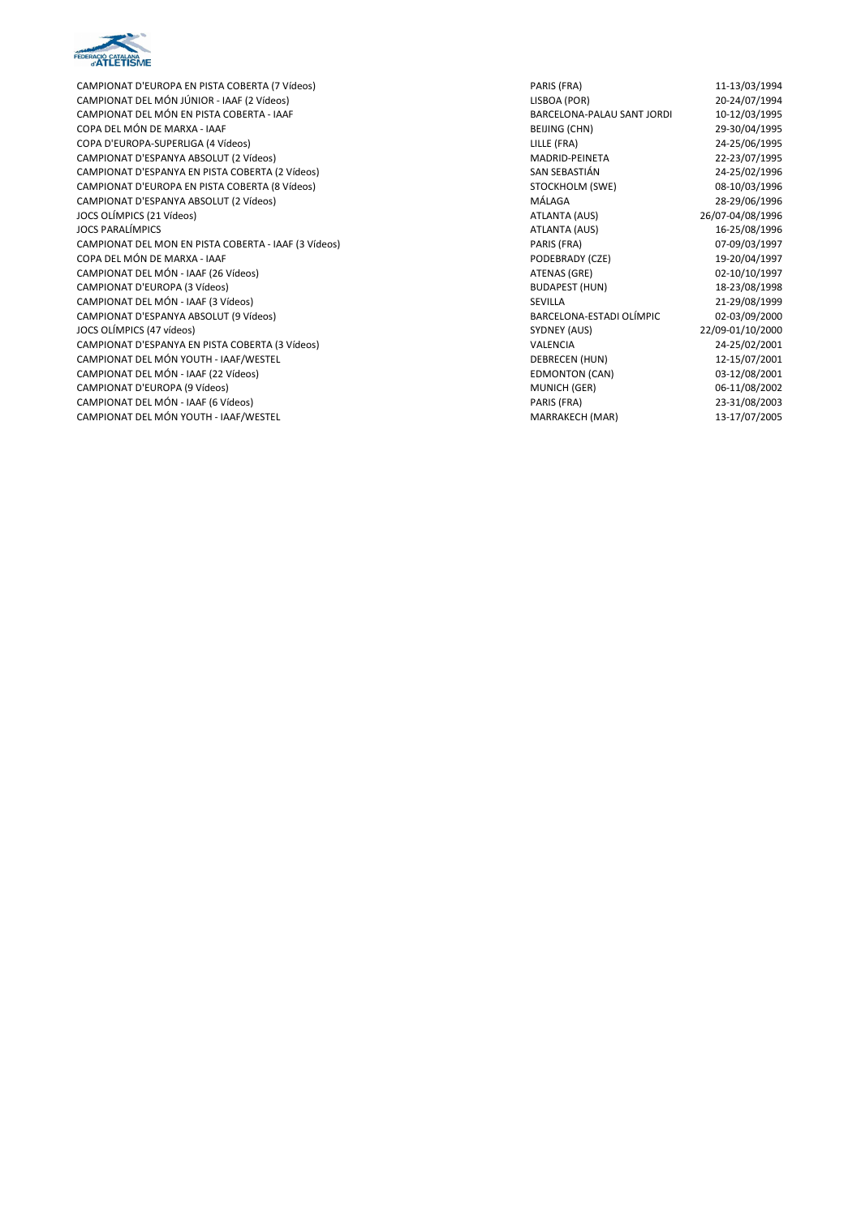| | | |
|---|---|---|
| CAMPIONAT D'EUROPA EN PISTA COBERTA (7 Vídeos) | PARIS (FRA) | 11-13/03/1994 |
| CAMPIONAT DEL MÓN JÚNIOR - IAAF (2 Vídeos) | LISBOA (POR) | 20-24/07/1994 |
| CAMPIONAT DEL MÓN EN PISTA COBERTA - IAAF | BARCELONA-PALAU SANT JORDI | 10-12/03/1995 |
| COPA DEL MÓN DE MARXA - IAAF | BEIJING (CHN) | 29-30/04/1995 |
| COPA D'EUROPA-SUPERLIGA (4 Vídeos) | LILLE (FRA) | 24-25/06/1995 |
| CAMPIONAT D'ESPANYA ABSOLUT (2 Vídeos) | MADRID-PEINETA | 22-23/07/1995 |
| CAMPIONAT D'ESPANYA EN PISTA COBERTA (2 Vídeos) | SAN SEBASTIÁN | 24-25/02/1996 |
| CAMPIONAT D'EUROPA EN PISTA COBERTA (8 Vídeos) | STOCKHOLM (SWE) | 08-10/03/1996 |
| CAMPIONAT D'ESPANYA ABSOLUT (2 Vídeos) | MÁLAGA | 28-29/06/1996 |
| JOCS OLÍMPICS (21 Vídeos) | ATLANTA (AUS) | 26/07-04/08/1996 |
| JOCS PARALÍMPICS | ATLANTA (AUS) | 16-25/08/1996 |
| CAMPIONAT DEL MON EN PISTA COBERTA - IAAF (3 Vídeos) | PARIS (FRA) | 07-09/03/1997 |
| COPA DEL MÓN DE MARXA - IAAF | PODEBRADY (CZE) | 19-20/04/1997 |
| CAMPIONAT DEL MÓN - IAAF (26 Vídeos) | ATENAS (GRE) | 02-10/10/1997 |
| CAMPIONAT D'EUROPA (3 Vídeos) | BUDAPEST (HUN) | 18-23/08/1998 |
| CAMPIONAT DEL MÓN - IAAF (3 Vídeos) | SEVILLA | 21-29/08/1999 |
| CAMPIONAT D'ESPANYA ABSOLUT (9 Vídeos) | BARCELONA-ESTADI OLÍMPIC | 02-03/09/2000 |
| JOCS OLÍMPICS (47 vídeos) | SYDNEY (AUS) | 22/09-01/10/2000 |
| CAMPIONAT D'ESPANYA EN PISTA COBERTA (3 Vídeos) | VALENCIA | 24-25/02/2001 |
| CAMPIONAT DEL MÓN YOUTH - IAAF/WESTEL | DEBRECEN (HUN) | 12-15/07/2001 |
| CAMPIONAT DEL MÓN - IAAF (22 Vídeos) | EDMONTON (CAN) | 03-12/08/2001 |
| CAMPIONAT D'EUROPA (9 Vídeos) | MUNICH (GER) | 06-11/08/2002 |
| CAMPIONAT DEL MÓN - IAAF (6 Vídeos) | PARIS (FRA) | 23-31/08/2003 |
| CAMPIONAT DEL MÓN YOUTH - IAAF/WESTEL | MARRAKECH (MAR) | 13-17/07/2005 |